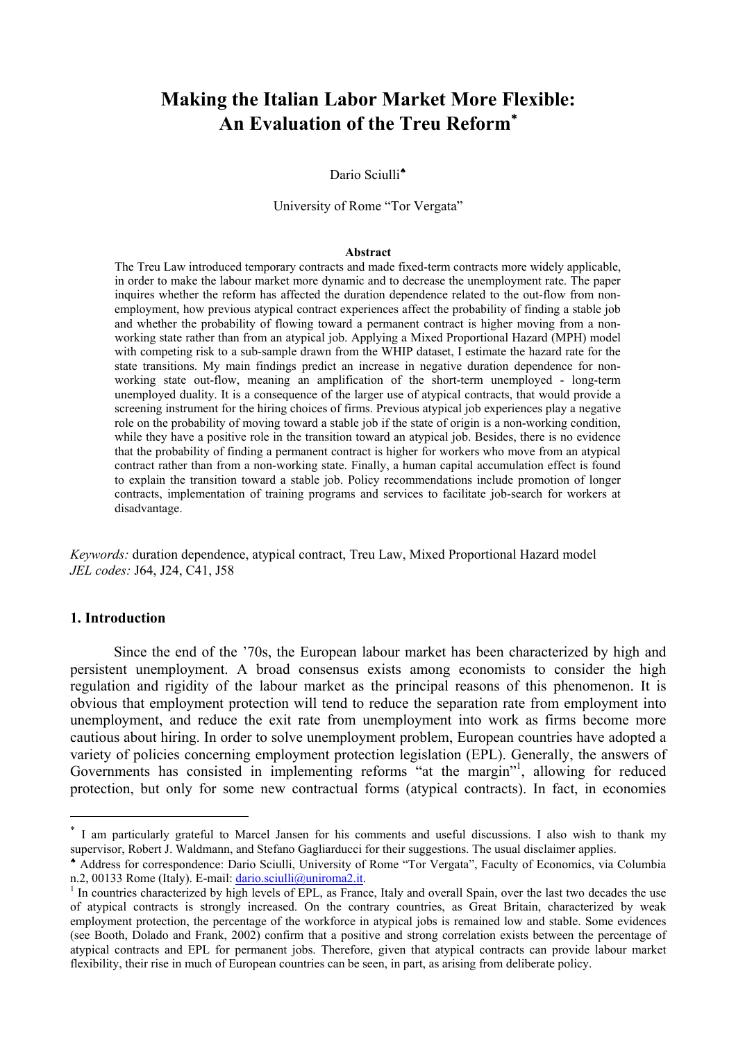# Making the Italian Labor Market More Flexible: An Evaluation of the Treu Reform[*]

Dario Sciulli[♠]

University of Rome "Tor Vergata"

### Abstract

The Treu Law introduced temporary contracts and made fixed-term contracts more widely applicable, in order to make the labour market more dynamic and to decrease the unemployment rate. The paper inquires whether the reform has affected the duration dependence related to the out-flow from non-employment, how previous atypical contract experiences affect the probability of finding a stable job and whether the probability of flowing toward a permanent contract is higher moving from a non-working state rather than from an atypical job. Applying a Mixed Proportional Hazard (MPH) model with competing risk to a sub-sample drawn from the WHIP dataset, I estimate the hazard rate for the state transitions. My main findings predict an increase in negative duration dependence for non-working state out-flow, meaning an amplification of the short-term unemployed - long-term unemployed duality. It is a consequence of the larger use of atypical contracts, that would provide a screening instrument for the hiring choices of firms. Previous atypical job experiences play a negative role on the probability of moving toward a stable job if the state of origin is a non-working condition, while they have a positive role in the transition toward an atypical job. Besides, there is no evidence that the probability of finding a permanent contract is higher for workers who move from an atypical contract rather than from a non-working state. Finally, a human capital accumulation effect is found to explain the transition toward a stable job. Policy recommendations include promotion of longer contracts, implementation of training programs and services to facilitate job-search for workers at disadvantage.

*Keywords:* duration dependence, atypical contract, Treu Law, Mixed Proportional Hazard model
*JEL codes:* J64, J24, C41, J58

## 1. Introduction

Since the end of the '70s, the European labour market has been characterized by high and persistent unemployment. A broad consensus exists among economists to consider the high regulation and rigidity of the labour market as the principal reasons of this phenomenon. It is obvious that employment protection will tend to reduce the separation rate from employment into unemployment, and reduce the exit rate from unemployment into work as firms become more cautious about hiring. In order to solve unemployment problem, European countries have adopted a variety of policies concerning employment protection legislation (EPL). Generally, the answers of Governments has consisted in implementing reforms "at the margin"[1], allowing for reduced protection, but only for some new contractual forms (atypical contracts). In fact, in economies

---

[*] I am particularly grateful to Marcel Jansen for his comments and useful discussions. I also wish to thank my supervisor, Robert J. Waldmann, and Stefano Gagliarducci for their suggestions. The usual disclaimer applies.

[♠] Address for correspondence: Dario Sciulli, University of Rome "Tor Vergata", Faculty of Economics, via Columbia n.2, 00133 Rome (Italy). E-mail: dario.sciulli@uniroma2.it.

[1] In countries characterized by high levels of EPL, as France, Italy and overall Spain, over the last two decades the use of atypical contracts is strongly increased. On the contrary countries, as Great Britain, characterized by weak employment protection, the percentage of the workforce in atypical jobs is remained low and stable. Some evidences (see Booth, Dolado and Frank, 2002) confirm that a positive and strong correlation exists between the percentage of atypical contracts and EPL for permanent jobs. Therefore, given that atypical contracts can provide labour market flexibility, their rise in much of European countries can be seen, in part, as arising from deliberate policy.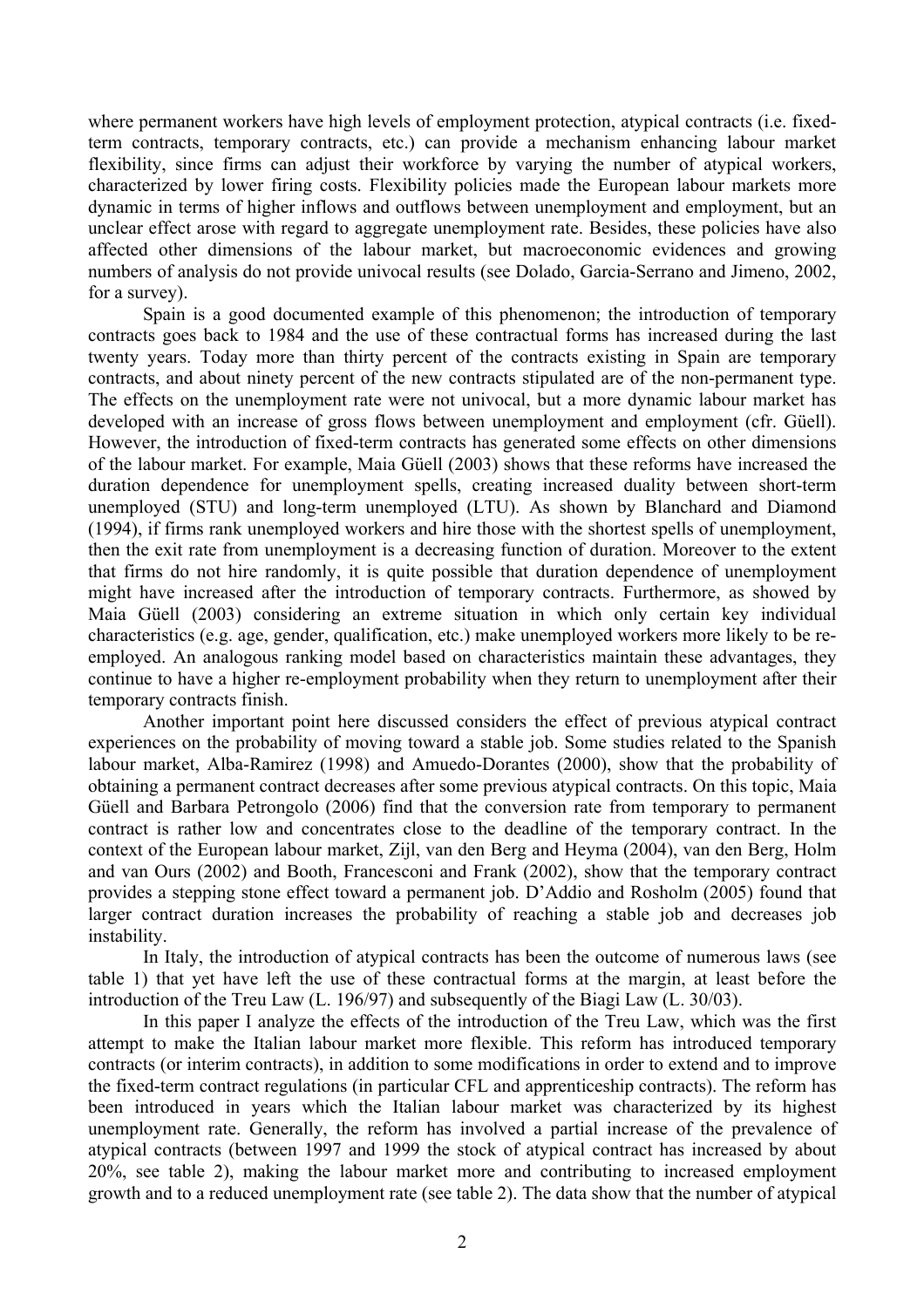where permanent workers have high levels of employment protection, atypical contracts (i.e. fixed-term contracts, temporary contracts, etc.) can provide a mechanism enhancing labour market flexibility, since firms can adjust their workforce by varying the number of atypical workers, characterized by lower firing costs. Flexibility policies made the European labour markets more dynamic in terms of higher inflows and outflows between unemployment and employment, but an unclear effect arose with regard to aggregate unemployment rate. Besides, these policies have also affected other dimensions of the labour market, but macroeconomic evidences and growing numbers of analysis do not provide univocal results (see Dolado, Garcia-Serrano and Jimeno, 2002, for a survey).

Spain is a good documented example of this phenomenon; the introduction of temporary contracts goes back to 1984 and the use of these contractual forms has increased during the last twenty years. Today more than thirty percent of the contracts existing in Spain are temporary contracts, and about ninety percent of the new contracts stipulated are of the non-permanent type. The effects on the unemployment rate were not univocal, but a more dynamic labour market has developed with an increase of gross flows between unemployment and employment (cfr. Güell). However, the introduction of fixed-term contracts has generated some effects on other dimensions of the labour market. For example, Maia Güell (2003) shows that these reforms have increased the duration dependence for unemployment spells, creating increased duality between short-term unemployed (STU) and long-term unemployed (LTU). As shown by Blanchard and Diamond (1994), if firms rank unemployed workers and hire those with the shortest spells of unemployment, then the exit rate from unemployment is a decreasing function of duration. Moreover to the extent that firms do not hire randomly, it is quite possible that duration dependence of unemployment might have increased after the introduction of temporary contracts. Furthermore, as showed by Maia Güell (2003) considering an extreme situation in which only certain key individual characteristics (e.g. age, gender, qualification, etc.) make unemployed workers more likely to be re-employed. An analogous ranking model based on characteristics maintain these advantages, they continue to have a higher re-employment probability when they return to unemployment after their temporary contracts finish.

Another important point here discussed considers the effect of previous atypical contract experiences on the probability of moving toward a stable job. Some studies related to the Spanish labour market, Alba-Ramirez (1998) and Amuedo-Dorantes (2000), show that the probability of obtaining a permanent contract decreases after some previous atypical contracts. On this topic, Maia Güell and Barbara Petrongolo (2006) find that the conversion rate from temporary to permanent contract is rather low and concentrates close to the deadline of the temporary contract. In the context of the European labour market, Zijl, van den Berg and Heyma (2004), van den Berg, Holm and van Ours (2002) and Booth, Francesconi and Frank (2002), show that the temporary contract provides a stepping stone effect toward a permanent job. D'Addio and Rosholm (2005) found that larger contract duration increases the probability of reaching a stable job and decreases job instability.

In Italy, the introduction of atypical contracts has been the outcome of numerous laws (see table 1) that yet have left the use of these contractual forms at the margin, at least before the introduction of the Treu Law (L. 196/97) and subsequently of the Biagi Law (L. 30/03).

In this paper I analyze the effects of the introduction of the Treu Law, which was the first attempt to make the Italian labour market more flexible. This reform has introduced temporary contracts (or interim contracts), in addition to some modifications in order to extend and to improve the fixed-term contract regulations (in particular CFL and apprenticeship contracts). The reform has been introduced in years which the Italian labour market was characterized by its highest unemployment rate. Generally, the reform has involved a partial increase of the prevalence of atypical contracts (between 1997 and 1999 the stock of atypical contract has increased by about 20%, see table 2), making the labour market more and contributing to increased employment growth and to a reduced unemployment rate (see table 2). The data show that the number of atypical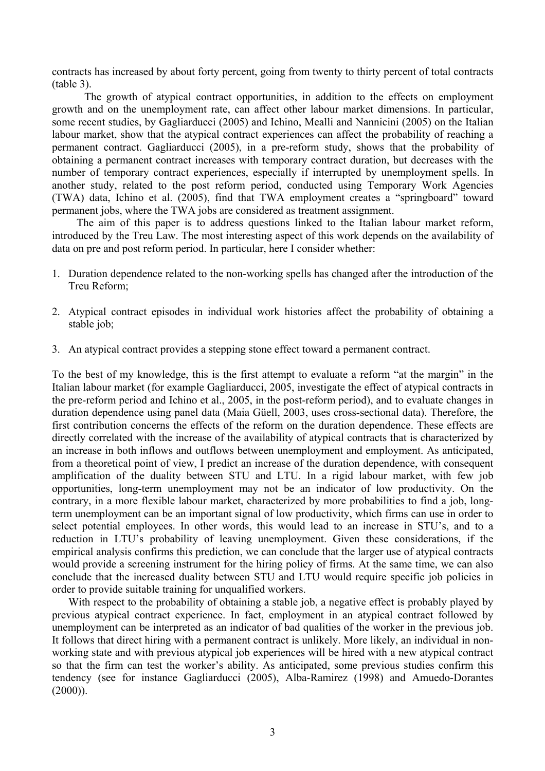contracts has increased by about forty percent, going from twenty to thirty percent of total contracts (table 3).

The growth of atypical contract opportunities, in addition to the effects on employment growth and on the unemployment rate, can affect other labour market dimensions. In particular, some recent studies, by Gagliarducci (2005) and Ichino, Mealli and Nannicini (2005) on the Italian labour market, show that the atypical contract experiences can affect the probability of reaching a permanent contract. Gagliarducci (2005), in a pre-reform study, shows that the probability of obtaining a permanent contract increases with temporary contract duration, but decreases with the number of temporary contract experiences, especially if interrupted by unemployment spells. In another study, related to the post reform period, conducted using Temporary Work Agencies (TWA) data, Ichino et al. (2005), find that TWA employment creates a "springboard" toward permanent jobs, where the TWA jobs are considered as treatment assignment.

The aim of this paper is to address questions linked to the Italian labour market reform, introduced by the Treu Law. The most interesting aspect of this work depends on the availability of data on pre and post reform period. In particular, here I consider whether:

1. Duration dependence related to the non-working spells has changed after the introduction of the Treu Reform;

2. Atypical contract episodes in individual work histories affect the probability of obtaining a stable job;

3. An atypical contract provides a stepping stone effect toward a permanent contract.

To the best of my knowledge, this is the first attempt to evaluate a reform "at the margin" in the Italian labour market (for example Gagliarducci, 2005, investigate the effect of atypical contracts in the pre-reform period and Ichino et al., 2005, in the post-reform period), and to evaluate changes in duration dependence using panel data (Maia Güell, 2003, uses cross-sectional data). Therefore, the first contribution concerns the effects of the reform on the duration dependence. These effects are directly correlated with the increase of the availability of atypical contracts that is characterized by an increase in both inflows and outflows between unemployment and employment. As anticipated, from a theoretical point of view, I predict an increase of the duration dependence, with consequent amplification of the duality between STU and LTU. In a rigid labour market, with few job opportunities, long-term unemployment may not be an indicator of low productivity. On the contrary, in a more flexible labour market, characterized by more probabilities to find a job, long-term unemployment can be an important signal of low productivity, which firms can use in order to select potential employees. In other words, this would lead to an increase in STU's, and to a reduction in LTU's probability of leaving unemployment. Given these considerations, if the empirical analysis confirms this prediction, we can conclude that the larger use of atypical contracts would provide a screening instrument for the hiring policy of firms. At the same time, we can also conclude that the increased duality between STU and LTU would require specific job policies in order to provide suitable training for unqualified workers.

With respect to the probability of obtaining a stable job, a negative effect is probably played by previous atypical contract experience. In fact, employment in an atypical contract followed by unemployment can be interpreted as an indicator of bad qualities of the worker in the previous job. It follows that direct hiring with a permanent contract is unlikely. More likely, an individual in non-working state and with previous atypical job experiences will be hired with a new atypical contract so that the firm can test the worker's ability. As anticipated, some previous studies confirm this tendency (see for instance Gagliarducci (2005), Alba-Ramirez (1998) and Amuedo-Dorantes (2000)).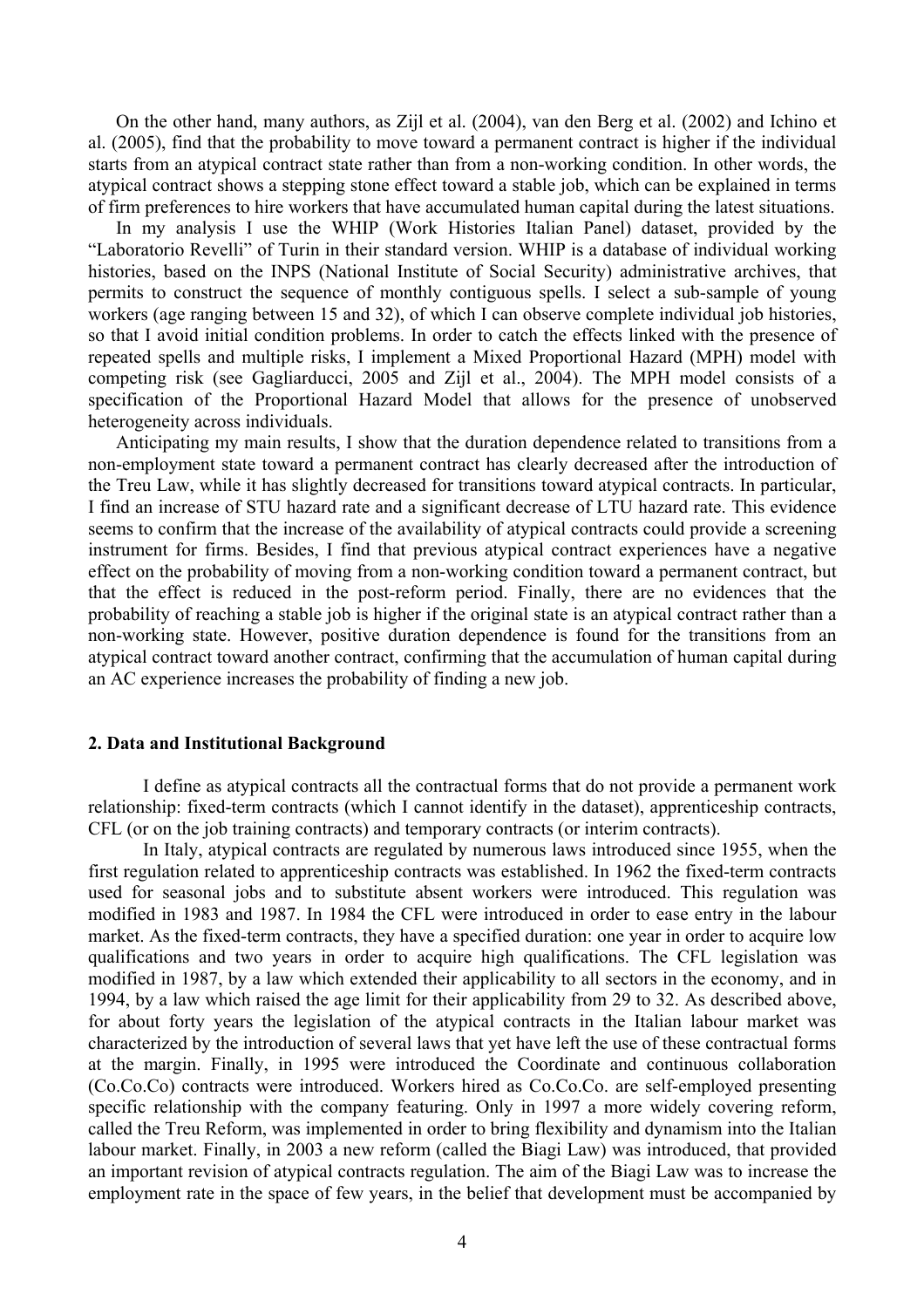On the other hand, many authors, as Zijl et al. (2004), van den Berg et al. (2002) and Ichino et al. (2005), find that the probability to move toward a permanent contract is higher if the individual starts from an atypical contract state rather than from a non-working condition. In other words, the atypical contract shows a stepping stone effect toward a stable job, which can be explained in terms of firm preferences to hire workers that have accumulated human capital during the latest situations.

In my analysis I use the WHIP (Work Histories Italian Panel) dataset, provided by the "Laboratorio Revelli" of Turin in their standard version. WHIP is a database of individual working histories, based on the INPS (National Institute of Social Security) administrative archives, that permits to construct the sequence of monthly contiguous spells. I select a sub-sample of young workers (age ranging between 15 and 32), of which I can observe complete individual job histories, so that I avoid initial condition problems. In order to catch the effects linked with the presence of repeated spells and multiple risks, I implement a Mixed Proportional Hazard (MPH) model with competing risk (see Gagliarducci, 2005 and Zijl et al., 2004). The MPH model consists of a specification of the Proportional Hazard Model that allows for the presence of unobserved heterogeneity across individuals.

Anticipating my main results, I show that the duration dependence related to transitions from a non-employment state toward a permanent contract has clearly decreased after the introduction of the Treu Law, while it has slightly decreased for transitions toward atypical contracts. In particular, I find an increase of STU hazard rate and a significant decrease of LTU hazard rate. This evidence seems to confirm that the increase of the availability of atypical contracts could provide a screening instrument for firms. Besides, I find that previous atypical contract experiences have a negative effect on the probability of moving from a non-working condition toward a permanent contract, but that the effect is reduced in the post-reform period. Finally, there are no evidences that the probability of reaching a stable job is higher if the original state is an atypical contract rather than a non-working state. However, positive duration dependence is found for the transitions from an atypical contract toward another contract, confirming that the accumulation of human capital during an AC experience increases the probability of finding a new job.

## 2. Data and Institutional Background

I define as atypical contracts all the contractual forms that do not provide a permanent work relationship: fixed-term contracts (which I cannot identify in the dataset), apprenticeship contracts, CFL (or on the job training contracts) and temporary contracts (or interim contracts).

In Italy, atypical contracts are regulated by numerous laws introduced since 1955, when the first regulation related to apprenticeship contracts was established. In 1962 the fixed-term contracts used for seasonal jobs and to substitute absent workers were introduced. This regulation was modified in 1983 and 1987. In 1984 the CFL were introduced in order to ease entry in the labour market. As the fixed-term contracts, they have a specified duration: one year in order to acquire low qualifications and two years in order to acquire high qualifications. The CFL legislation was modified in 1987, by a law which extended their applicability to all sectors in the economy, and in 1994, by a law which raised the age limit for their applicability from 29 to 32. As described above, for about forty years the legislation of the atypical contracts in the Italian labour market was characterized by the introduction of several laws that yet have left the use of these contractual forms at the margin. Finally, in 1995 were introduced the Coordinate and continuous collaboration (Co.Co.Co) contracts were introduced. Workers hired as Co.Co.Co. are self-employed presenting specific relationship with the company featuring. Only in 1997 a more widely covering reform, called the Treu Reform, was implemented in order to bring flexibility and dynamism into the Italian labour market. Finally, in 2003 a new reform (called the Biagi Law) was introduced, that provided an important revision of atypical contracts regulation. The aim of the Biagi Law was to increase the employment rate in the space of few years, in the belief that development must be accompanied by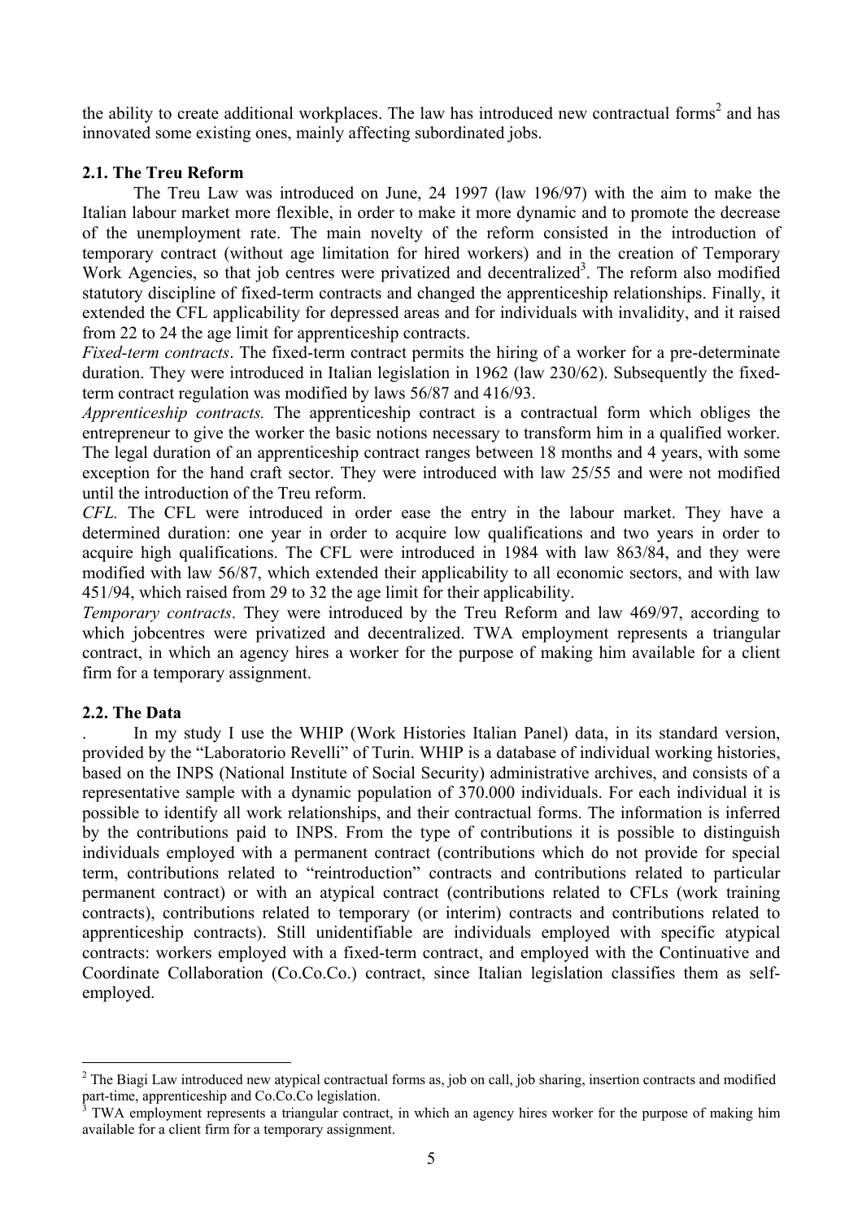the ability to create additional workplaces. The law has introduced new contractual forms[2] and has innovated some existing ones, mainly affecting subordinated jobs.

### 2.1. The Treu Reform

The Treu Law was introduced on June, 24 1997 (law 196/97) with the aim to make the Italian labour market more flexible, in order to make it more dynamic and to promote the decrease of the unemployment rate. The main novelty of the reform consisted in the introduction of temporary contract (without age limitation for hired workers) and in the creation of Temporary Work Agencies, so that job centres were privatized and decentralized[3]. The reform also modified statutory discipline of fixed-term contracts and changed the apprenticeship relationships. Finally, it extended the CFL applicability for depressed areas and for individuals with invalidity, and it raised from 22 to 24 the age limit for apprenticeship contracts.

*Fixed-term contracts*. The fixed-term contract permits the hiring of a worker for a pre-determinate duration. They were introduced in Italian legislation in 1962 (law 230/62). Subsequently the fixed-term contract regulation was modified by laws 56/87 and 416/93.

*Apprenticeship contracts.* The apprenticeship contract is a contractual form which obliges the entrepreneur to give the worker the basic notions necessary to transform him in a qualified worker. The legal duration of an apprenticeship contract ranges between 18 months and 4 years, with some exception for the hand craft sector. They were introduced with law 25/55 and were not modified until the introduction of the Treu reform.

*CFL.* The CFL were introduced in order ease the entry in the labour market. They have a determined duration: one year in order to acquire low qualifications and two years in order to acquire high qualifications. The CFL were introduced in 1984 with law 863/84, and they were modified with law 56/87, which extended their applicability to all economic sectors, and with law 451/94, which raised from 29 to 32 the age limit for their applicability.

*Temporary contracts*. They were introduced by the Treu Reform and law 469/97, according to which jobcentres were privatized and decentralized. TWA employment represents a triangular contract, in which an agency hires a worker for the purpose of making him available for a client firm for a temporary assignment.

### 2.2. The Data

In my study I use the WHIP (Work Histories Italian Panel) data, in its standard version, provided by the "Laboratorio Revelli" of Turin. WHIP is a database of individual working histories, based on the INPS (National Institute of Social Security) administrative archives, and consists of a representative sample with a dynamic population of 370.000 individuals. For each individual it is possible to identify all work relationships, and their contractual forms. The information is inferred by the contributions paid to INPS. From the type of contributions it is possible to distinguish individuals employed with a permanent contract (contributions which do not provide for special term, contributions related to "reintroduction" contracts and contributions related to particular permanent contract) or with an atypical contract (contributions related to CFLs (work training contracts), contributions related to temporary (or interim) contracts and contributions related to apprenticeship contracts). Still unidentifiable are individuals employed with specific atypical contracts: workers employed with a fixed-term contract, and employed with the Continuative and Coordinate Collaboration (Co.Co.Co.) contract, since Italian legislation classifies them as self-employed.

---

[2] The Biagi Law introduced new atypical contractual forms as, job on call, job sharing, insertion contracts and modified part-time, apprenticeship and Co.Co.Co legislation.

[3] TWA employment represents a triangular contract, in which an agency hires worker for the purpose of making him available for a client firm for a temporary assignment.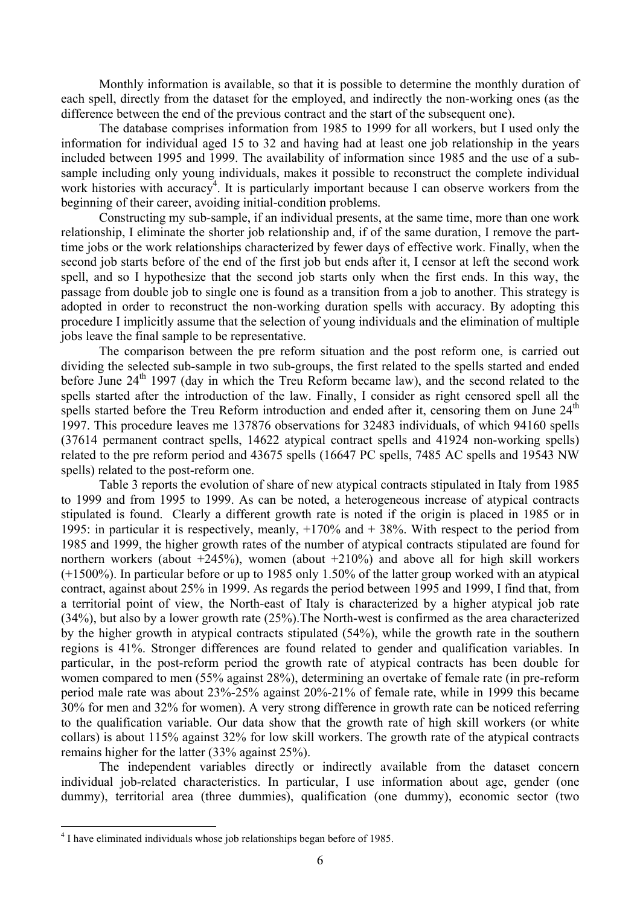Monthly information is available, so that it is possible to determine the monthly duration of each spell, directly from the dataset for the employed, and indirectly the non-working ones (as the difference between the end of the previous contract and the start of the subsequent one).

The database comprises information from 1985 to 1999 for all workers, but I used only the information for individual aged 15 to 32 and having had at least one job relationship in the years included between 1995 and 1999. The availability of information since 1985 and the use of a sub-sample including only young individuals, makes it possible to reconstruct the complete individual work histories with accuracy[4]. It is particularly important because I can observe workers from the beginning of their career, avoiding initial-condition problems.

Constructing my sub-sample, if an individual presents, at the same time, more than one work relationship, I eliminate the shorter job relationship and, if of the same duration, I remove the part-time jobs or the work relationships characterized by fewer days of effective work. Finally, when the second job starts before of the end of the first job but ends after it, I censor at left the second work spell, and so I hypothesize that the second job starts only when the first ends. In this way, the passage from double job to single one is found as a transition from a job to another. This strategy is adopted in order to reconstruct the non-working duration spells with accuracy. By adopting this procedure I implicitly assume that the selection of young individuals and the elimination of multiple jobs leave the final sample to be representative.

The comparison between the pre reform situation and the post reform one, is carried out dividing the selected sub-sample in two sub-groups, the first related to the spells started and ended before June 24[th] 1997 (day in which the Treu Reform became law), and the second related to the spells started after the introduction of the law. Finally, I consider as right censored spell all the spells started before the Treu Reform introduction and ended after it, censoring them on June 24[th] 1997. This procedure leaves me 137876 observations for 32483 individuals, of which 94160 spells (37614 permanent contract spells, 14622 atypical contract spells and 41924 non-working spells) related to the pre reform period and 43675 spells (16647 PC spells, 7485 AC spells and 19543 NW spells) related to the post-reform one.

Table 3 reports the evolution of share of new atypical contracts stipulated in Italy from 1985 to 1999 and from 1995 to 1999. As can be noted, a heterogeneous increase of atypical contracts stipulated is found. Clearly a different growth rate is noted if the origin is placed in 1985 or in 1995: in particular it is respectively, meanly, +170% and + 38%. With respect to the period from 1985 and 1999, the higher growth rates of the number of atypical contracts stipulated are found for northern workers (about +245%), women (about +210%) and above all for high skill workers (+1500%). In particular before or up to 1985 only 1.50% of the latter group worked with an atypical contract, against about 25% in 1999. As regards the period between 1995 and 1999, I find that, from a territorial point of view, the North-east of Italy is characterized by a higher atypical job rate (34%), but also by a lower growth rate (25%).The North-west is confirmed as the area characterized by the higher growth in atypical contracts stipulated (54%), while the growth rate in the southern regions is 41%. Stronger differences are found related to gender and qualification variables. In particular, in the post-reform period the growth rate of atypical contracts has been double for women compared to men (55% against 28%), determining an overtake of female rate (in pre-reform period male rate was about 23%-25% against 20%-21% of female rate, while in 1999 this became 30% for men and 32% for women). A very strong difference in growth rate can be noticed referring to the qualification variable. Our data show that the growth rate of high skill workers (or white collars) is about 115% against 32% for low skill workers. The growth rate of the atypical contracts remains higher for the latter (33% against 25%).

The independent variables directly or indirectly available from the dataset concern individual job-related characteristics. In particular, I use information about age, gender (one dummy), territorial area (three dummies), qualification (one dummy), economic sector (two

[4] I have eliminated individuals whose job relationships began before of 1985.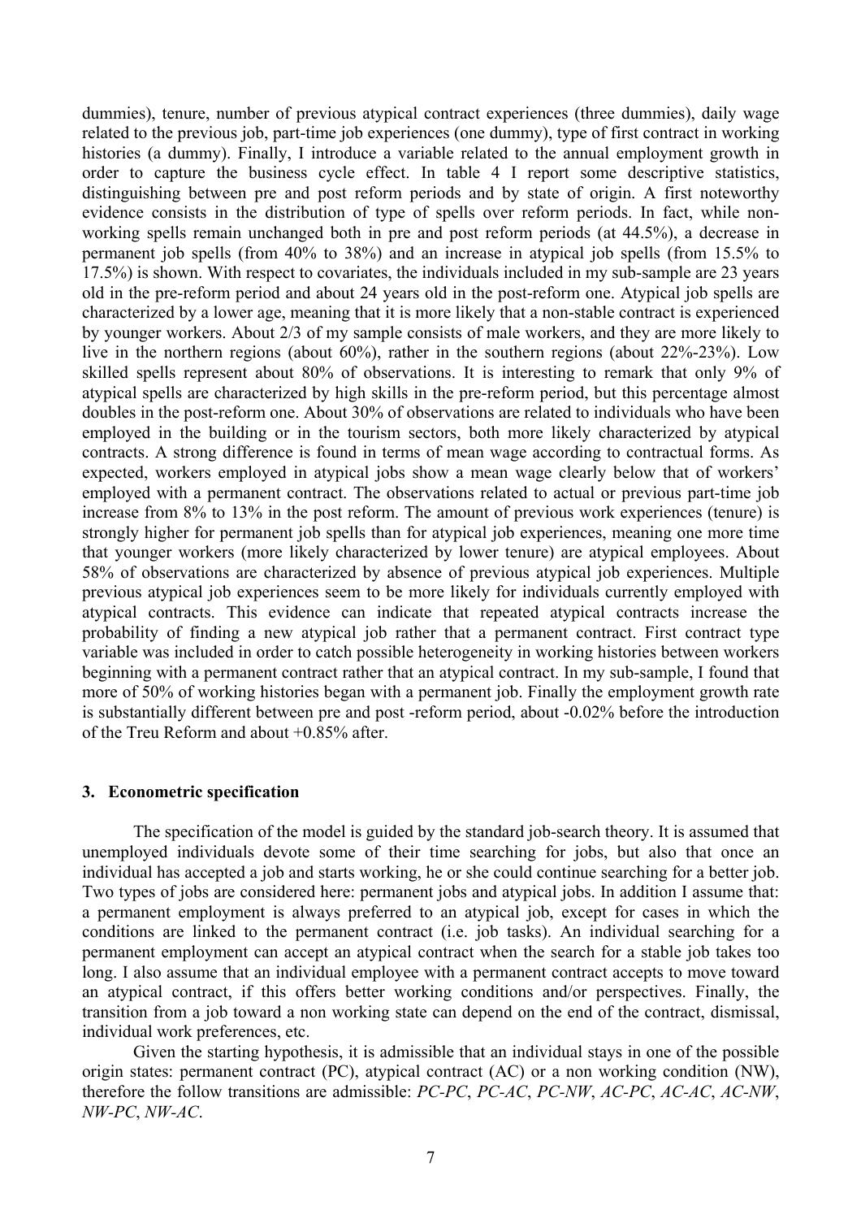dummies), tenure, number of previous atypical contract experiences (three dummies), daily wage related to the previous job, part-time job experiences (one dummy), type of first contract in working histories (a dummy). Finally, I introduce a variable related to the annual employment growth in order to capture the business cycle effect. In table 4 I report some descriptive statistics, distinguishing between pre and post reform periods and by state of origin. A first noteworthy evidence consists in the distribution of type of spells over reform periods. In fact, while non-working spells remain unchanged both in pre and post reform periods (at 44.5%), a decrease in permanent job spells (from 40% to 38%) and an increase in atypical job spells (from 15.5% to 17.5%) is shown. With respect to covariates, the individuals included in my sub-sample are 23 years old in the pre-reform period and about 24 years old in the post-reform one. Atypical job spells are characterized by a lower age, meaning that it is more likely that a non-stable contract is experienced by younger workers. About 2/3 of my sample consists of male workers, and they are more likely to live in the northern regions (about 60%), rather in the southern regions (about 22%-23%). Low skilled spells represent about 80% of observations. It is interesting to remark that only 9% of atypical spells are characterized by high skills in the pre-reform period, but this percentage almost doubles in the post-reform one. About 30% of observations are related to individuals who have been employed in the building or in the tourism sectors, both more likely characterized by atypical contracts. A strong difference is found in terms of mean wage according to contractual forms. As expected, workers employed in atypical jobs show a mean wage clearly below that of workers' employed with a permanent contract. The observations related to actual or previous part-time job increase from 8% to 13% in the post reform. The amount of previous work experiences (tenure) is strongly higher for permanent job spells than for atypical job experiences, meaning one more time that younger workers (more likely characterized by lower tenure) are atypical employees. About 58% of observations are characterized by absence of previous atypical job experiences. Multiple previous atypical job experiences seem to be more likely for individuals currently employed with atypical contracts. This evidence can indicate that repeated atypical contracts increase the probability of finding a new atypical job rather that a permanent contract. First contract type variable was included in order to catch possible heterogeneity in working histories between workers beginning with a permanent contract rather that an atypical contract. In my sub-sample, I found that more of 50% of working histories began with a permanent job. Finally the employment growth rate is substantially different between pre and post -reform period, about -0.02% before the introduction of the Treu Reform and about +0.85% after.

## 3. Econometric specification

The specification of the model is guided by the standard job-search theory. It is assumed that unemployed individuals devote some of their time searching for jobs, but also that once an individual has accepted a job and starts working, he or she could continue searching for a better job. Two types of jobs are considered here: permanent jobs and atypical jobs. In addition I assume that: a permanent employment is always preferred to an atypical job, except for cases in which the conditions are linked to the permanent contract (i.e. job tasks). An individual searching for a permanent employment can accept an atypical contract when the search for a stable job takes too long. I also assume that an individual employee with a permanent contract accepts to move toward an atypical contract, if this offers better working conditions and/or perspectives. Finally, the transition from a job toward a non working state can depend on the end of the contract, dismissal, individual work preferences, etc.

Given the starting hypothesis, it is admissible that an individual stays in one of the possible origin states: permanent contract (PC), atypical contract (AC) or a non working condition (NW), therefore the follow transitions are admissible: *PC-PC*, *PC-AC*, *PC-NW*, *AC-PC*, *AC-AC*, *AC-NW*, *NW-PC*, *NW-AC*.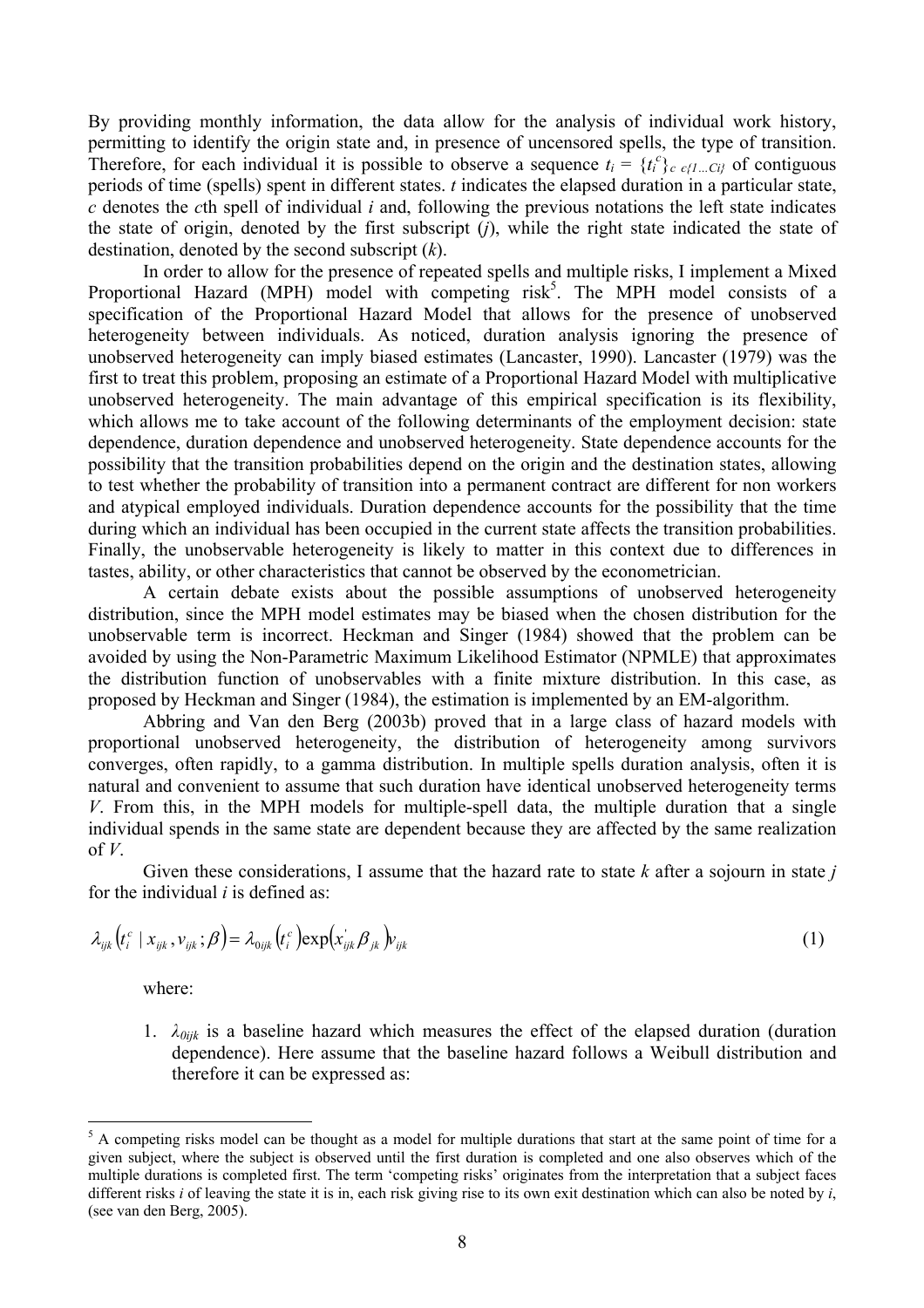By providing monthly information, the data allow for the analysis of individual work history, permitting to identify the origin state and, in presence of uncensored spells, the type of transition. Therefore, for each individual it is possible to observe a sequence $t_i = \{t_i^c\}_{c \in \{1 \ldots C_i\}}$ of contiguous periods of time (spells) spent in different states. $t$ indicates the elapsed duration in a particular state, $c$ denotes the $c$th spell of individual $i$ and, following the previous notations the left state indicates the state of origin, denoted by the first subscript ($j$), while the right state indicated the state of destination, denoted by the second subscript ($k$).

In order to allow for the presence of repeated spells and multiple risks, I implement a Mixed Proportional Hazard (MPH) model with competing risk[5]. The MPH model consists of a specification of the Proportional Hazard Model that allows for the presence of unobserved heterogeneity between individuals. As noticed, duration analysis ignoring the presence of unobserved heterogeneity can imply biased estimates (Lancaster, 1990). Lancaster (1979) was the first to treat this problem, proposing an estimate of a Proportional Hazard Model with multiplicative unobserved heterogeneity. The main advantage of this empirical specification is its flexibility, which allows me to take account of the following determinants of the employment decision: state dependence, duration dependence and unobserved heterogeneity. State dependence accounts for the possibility that the transition probabilities depend on the origin and the destination states, allowing to test whether the probability of transition into a permanent contract are different for non workers and atypical employed individuals. Duration dependence accounts for the possibility that the time during which an individual has been occupied in the current state affects the transition probabilities. Finally, the unobservable heterogeneity is likely to matter in this context due to differences in tastes, ability, or other characteristics that cannot be observed by the econometrician.

A certain debate exists about the possible assumptions of unobserved heterogeneity distribution, since the MPH model estimates may be biased when the chosen distribution for the unobservable term is incorrect. Heckman and Singer (1984) showed that the problem can be avoided by using the Non-Parametric Maximum Likelihood Estimator (NPMLE) that approximates the distribution function of unobservables with a finite mixture distribution. In this case, as proposed by Heckman and Singer (1984), the estimation is implemented by an EM-algorithm.

Abbring and Van den Berg (2003b) proved that in a large class of hazard models with proportional unobserved heterogeneity, the distribution of heterogeneity among survivors converges, often rapidly, to a gamma distribution. In multiple spells duration analysis, often it is natural and convenient to assume that such duration have identical unobserved heterogeneity terms $V$. From this, in the MPH models for multiple-spell data, the multiple duration that a single individual spends in the same state are dependent because they are affected by the same realization of $V$.

Given these considerations, I assume that the hazard rate to state $k$ after a sojourn in state $j$ for the individual $i$ is defined as:

$$\lambda_{ijk}\left(t_i^c \mid x_{ijk}, v_{ijk}; \beta\right) = \lambda_{0ijk}\left(t_i^c\right)\exp\left(x_{ijk}^{'}\beta_{jk}\right)v_{ijk} \tag{1}$$

where:

1. $\lambda_{0ijk}$ is a baseline hazard which measures the effect of the elapsed duration (duration dependence). Here assume that the baseline hazard follows a Weibull distribution and therefore it can be expressed as:

---

[5] A competing risks model can be thought as a model for multiple durations that start at the same point of time for a given subject, where the subject is observed until the first duration is completed and one also observes which of the multiple durations is completed first. The term 'competing risks' originates from the interpretation that a subject faces different risks $i$ of leaving the state it is in, each risk giving rise to its own exit destination which can also be noted by $i$, (see van den Berg, 2005).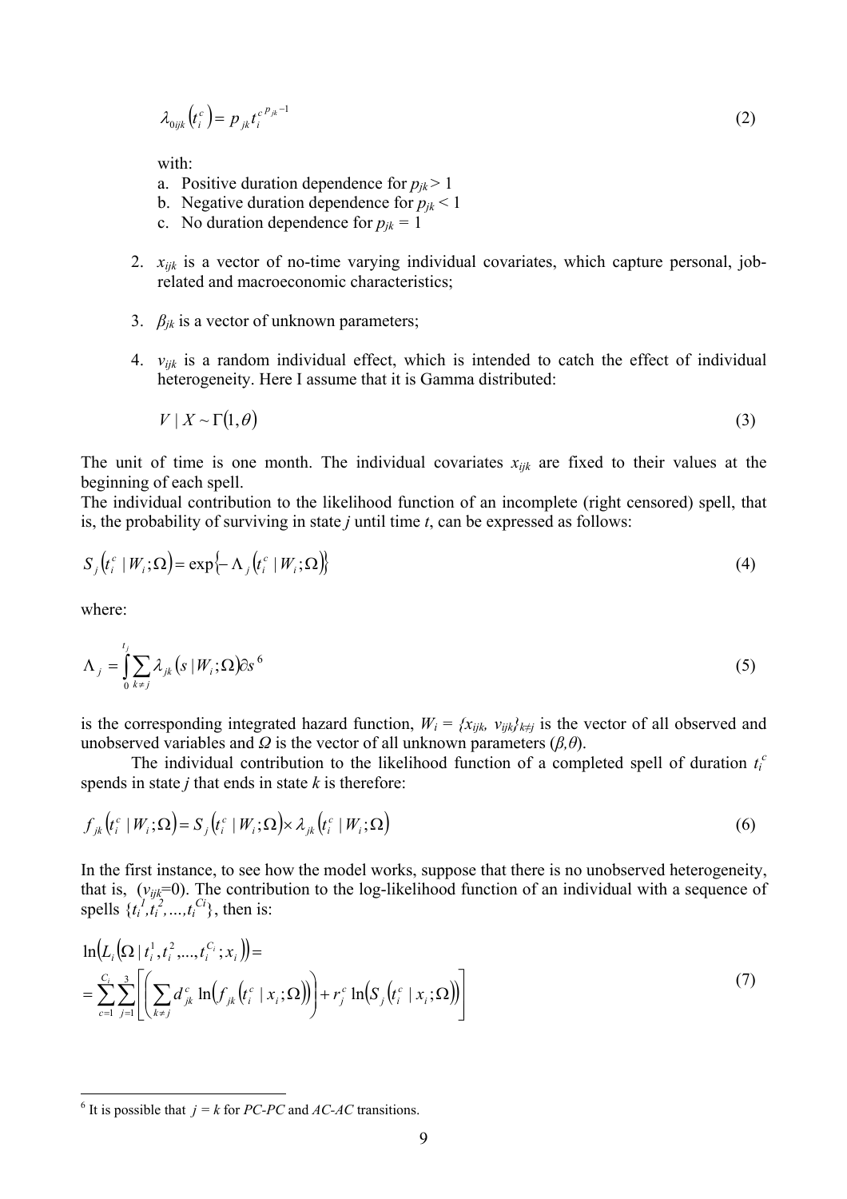$$\lambda_{0ijk}\left(t_i^c\right) = p_{jk} t_i^{c\, p_{jk}-1} \tag{2}$$

with:

a. Positive duration dependence for $p_{jk} > 1$
b. Negative duration dependence for $p_{jk} < 1$
c. No duration dependence for $p_{jk} = 1$

2. $x_{ijk}$ is a vector of no-time varying individual covariates, which capture personal, job-related and macroeconomic characteristics;

3. $\beta_{jk}$ is a vector of unknown parameters;

4. $v_{ijk}$ is a random individual effect, which is intended to catch the effect of individual heterogeneity. Here I assume that it is Gamma distributed:

$$V \mid X \sim \Gamma(1, \theta) \tag{3}$$

The unit of time is one month. The individual covariates $x_{ijk}$ are fixed to their values at the beginning of each spell.
The individual contribution to the likelihood function of an incomplete (right censored) spell, that is, the probability of surviving in state $j$ until time $t$, can be expressed as follows:

$$S_j\left(t_i^c \mid W_i;\Omega\right) = \exp\left\{-\Lambda_j\left(t_i^c \mid W_i;\Omega\right)\right\} \tag{4}$$

where:

$$\Lambda_j = \int_0^{t_j} \sum_{k \neq j} \lambda_{jk}\left(s \mid W_i;\Omega\right) \partial s \tag{5}$$ [6]

is the corresponding integrated hazard function, $W_i = \{x_{ijk},\ v_{ijk}\}_{k \neq j}$ is the vector of all observed and unobserved variables and $\Omega$ is the vector of all unknown parameters $(\beta, \theta)$.

The individual contribution to the likelihood function of a completed spell of duration $t_i^c$ spends in state $j$ that ends in state $k$ is therefore:

$$f_{jk}\left(t_i^c \mid W_i;\Omega\right) = S_j\left(t_i^c \mid W_i;\Omega\right) \times \lambda_{jk}\left(t_i^c \mid W_i;\Omega\right) \tag{6}$$

In the first instance, to see how the model works, suppose that there is no unobserved heterogeneity, that is, $(v_{ijk}=0)$. The contribution to the log-likelihood function of an individual with a sequence of spells $\{t_i^1, t_i^2, \ldots, t_i^{Ci}\}$, then is:

$$\begin{aligned} &\ln\left(L_i\left(\Omega \mid t_i^1, t_i^2, \ldots, t_i^{C_i}; x_i\right)\right) = \\ &= \sum_{c=1}^{C_i} \sum_{j=1}^{3} \left[ \left( \sum_{k \neq j} d_{jk}^c \ln\left(f_{jk}\left(t_i^c \mid x_i;\Omega\right)\right) \right) + r_j^c \ln\left(S_j\left(t_i^c \mid x_i;\Omega\right)\right) \right] \end{aligned} \tag{7}$$

---

[6] It is possible that $j = k$ for *PC-PC* and *AC-AC* transitions.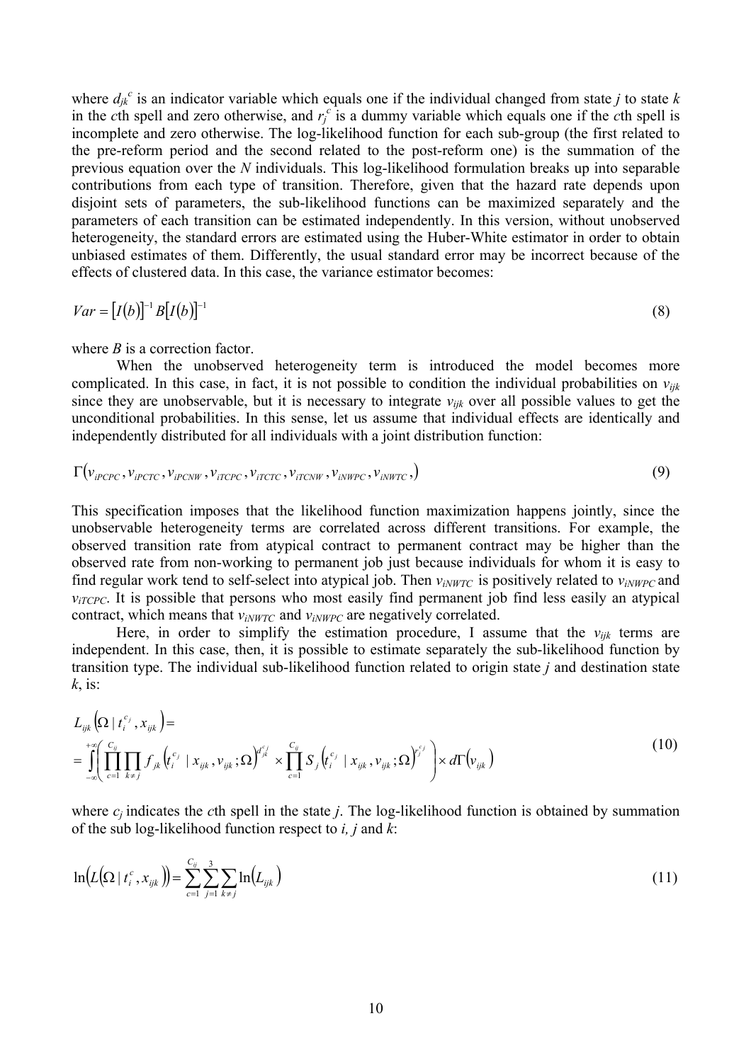where $d_{jk}^{c}$ is an indicator variable which equals one if the individual changed from state *j* to state *k* in the *c*th spell and zero otherwise, and $r_{j}^{c}$ is a dummy variable which equals one if the *c*th spell is incomplete and zero otherwise. The log-likelihood function for each sub-group (the first related to the pre-reform period and the second related to the post-reform one) is the summation of the previous equation over the *N* individuals. This log-likelihood formulation breaks up into separable contributions from each type of transition. Therefore, given that the hazard rate depends upon disjoint sets of parameters, the sub-likelihood functions can be maximized separately and the parameters of each transition can be estimated independently. In this version, without unobserved heterogeneity, the standard errors are estimated using the Huber-White estimator in order to obtain unbiased estimates of them. Differently, the usual standard error may be incorrect because of the effects of clustered data. In this case, the variance estimator becomes:

$$Var = [I(b)]^{-1} B [I(b)]^{-1} \tag{8}$$

where *B* is a correction factor.

When the unobserved heterogeneity term is introduced the model becomes more complicated. In this case, in fact, it is not possible to condition the individual probabilities on $v_{ijk}$ since they are unobservable, but it is necessary to integrate $v_{ijk}$ over all possible values to get the unconditional probabilities. In this sense, let us assume that individual effects are identically and independently distributed for all individuals with a joint distribution function:

$$\Gamma(v_{iPCPC}, v_{iPCTC}, v_{iPCNW}, v_{iTCPC}, v_{iTCTC}, v_{iTCNW}, v_{iNWPC}, v_{iNWTC},) \tag{9}$$

This specification imposes that the likelihood function maximization happens jointly, since the unobservable heterogeneity terms are correlated across different transitions. For example, the observed transition rate from atypical contract to permanent contract may be higher than the observed rate from non-working to permanent job just because individuals for whom it is easy to find regular work tend to self-select into atypical job. Then $v_{iNWTC}$ is positively related to $v_{iNWPC}$ and $v_{iTCPC}$. It is possible that persons who most easily find permanent job find less easily an atypical contract, which means that $v_{iNWTC}$ and $v_{iNWPC}$ are negatively correlated.

Here, in order to simplify the estimation procedure, I assume that the $v_{ijk}$ terms are independent. In this case, then, it is possible to estimate separately the sub-likelihood function by transition type. The individual sub-likelihood function related to origin state *j* and destination state *k*, is:

$$\begin{aligned} & L_{ijk}\left(\Omega \mid t_i^{c_j}, x_{ijk}\right) = \\ & = \int_{-\infty}^{+\infty} \left( \prod_{c=1}^{C_{ij}} \prod_{k \neq j} f_{jk}\left(t_i^{c_j} \mid x_{ijk}, v_{ijk}; \Omega\right)^{d_{jk}^{c_j}} \times \prod_{c=1}^{C_{ij}} S_j\left(t_i^{c_j} \mid x_{ijk}, v_{ijk}; \Omega\right)^{r_j^{c_j}} \right) \times d\Gamma\left(v_{ijk}\right) \end{aligned} \tag{10}$$

where $c_j$ indicates the *c*th spell in the state *j*. The log-likelihood function is obtained by summation of the sub log-likelihood function respect to *i, j* and *k*:

$$\ln\left(L\left(\Omega \mid t_i^c, x_{ijk}\right)\right) = \sum_{c=1}^{C_{ij}} \sum_{j=1}^{3} \sum_{k \neq j} \ln\left(L_{ijk}\right) \tag{11}$$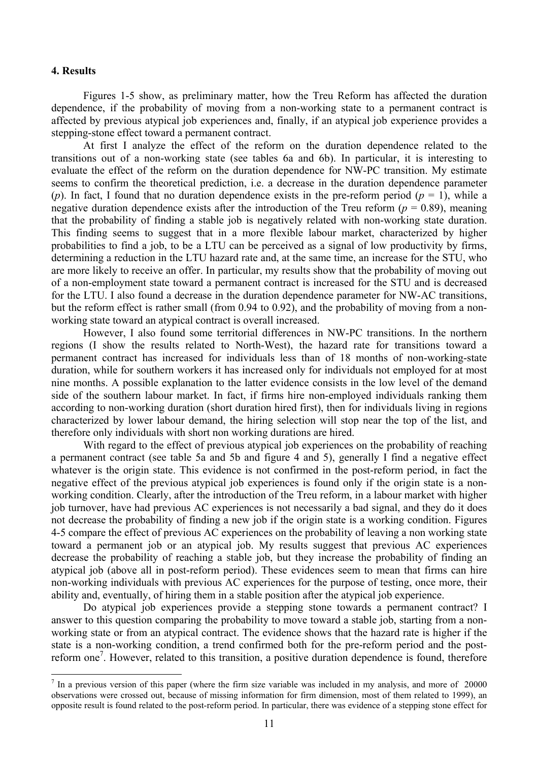### 4. Results

Figures 1-5 show, as preliminary matter, how the Treu Reform has affected the duration dependence, if the probability of moving from a non-working state to a permanent contract is affected by previous atypical job experiences and, finally, if an atypical job experience provides a stepping-stone effect toward a permanent contract.

At first I analyze the effect of the reform on the duration dependence related to the transitions out of a non-working state (see tables 6a and 6b). In particular, it is interesting to evaluate the effect of the reform on the duration dependence for NW-PC transition. My estimate seems to confirm the theoretical prediction, i.e. a decrease in the duration dependence parameter ($p$). In fact, I found that no duration dependence exists in the pre-reform period ($p$ = 1), while a negative duration dependence exists after the introduction of the Treu reform ($p$ = 0.89), meaning that the probability of finding a stable job is negatively related with non-working state duration. This finding seems to suggest that in a more flexible labour market, characterized by higher probabilities to find a job, to be a LTU can be perceived as a signal of low productivity by firms, determining a reduction in the LTU hazard rate and, at the same time, an increase for the STU, who are more likely to receive an offer. In particular, my results show that the probability of moving out of a non-employment state toward a permanent contract is increased for the STU and is decreased for the LTU. I also found a decrease in the duration dependence parameter for NW-AC transitions, but the reform effect is rather small (from 0.94 to 0.92), and the probability of moving from a non-working state toward an atypical contract is overall increased.

However, I also found some territorial differences in NW-PC transitions. In the northern regions (I show the results related to North-West), the hazard rate for transitions toward a permanent contract has increased for individuals less than of 18 months of non-working-state duration, while for southern workers it has increased only for individuals not employed for at most nine months. A possible explanation to the latter evidence consists in the low level of the demand side of the southern labour market. In fact, if firms hire non-employed individuals ranking them according to non-working duration (short duration hired first), then for individuals living in regions characterized by lower labour demand, the hiring selection will stop near the top of the list, and therefore only individuals with short non working durations are hired.

With regard to the effect of previous atypical job experiences on the probability of reaching a permanent contract (see table 5a and 5b and figure 4 and 5), generally I find a negative effect whatever is the origin state. This evidence is not confirmed in the post-reform period, in fact the negative effect of the previous atypical job experiences is found only if the origin state is a non-working condition. Clearly, after the introduction of the Treu reform, in a labour market with higher job turnover, have had previous AC experiences is not necessarily a bad signal, and they do it does not decrease the probability of finding a new job if the origin state is a working condition. Figures 4-5 compare the effect of previous AC experiences on the probability of leaving a non working state toward a permanent job or an atypical job. My results suggest that previous AC experiences decrease the probability of reaching a stable job, but they increase the probability of finding an atypical job (above all in post-reform period). These evidences seem to mean that firms can hire non-working individuals with previous AC experiences for the purpose of testing, once more, their ability and, eventually, of hiring them in a stable position after the atypical job experience.

Do atypical job experiences provide a stepping stone towards a permanent contract? I answer to this question comparing the probability to move toward a stable job, starting from a non-working state or from an atypical contract. The evidence shows that the hazard rate is higher if the state is a non-working condition, a trend confirmed both for the pre-reform period and the post-reform one[7]. However, related to this transition, a positive duration dependence is found, therefore

[7] In a previous version of this paper (where the firm size variable was included in my analysis, and more of 20000 observations were crossed out, because of missing information for firm dimension, most of them related to 1999), an opposite result is found related to the post-reform period. In particular, there was evidence of a stepping stone effect for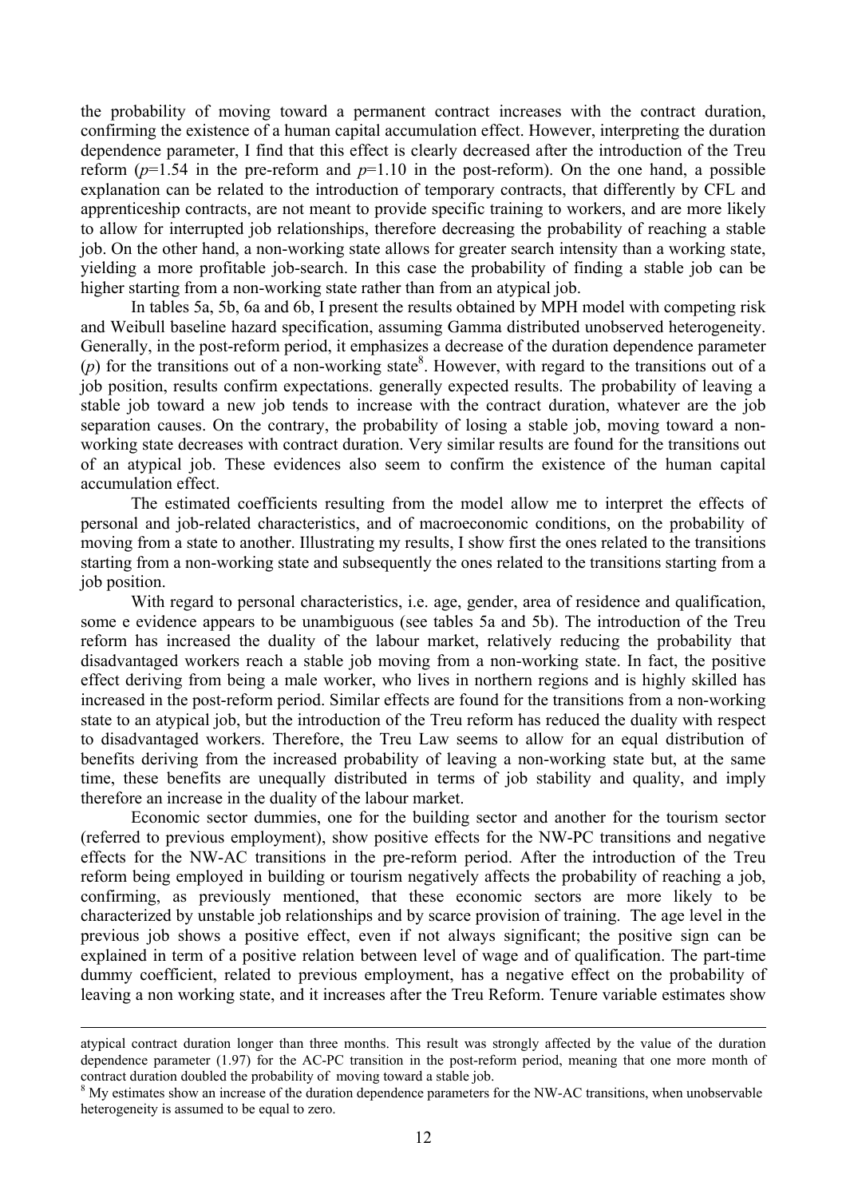the probability of moving toward a permanent contract increases with the contract duration, confirming the existence of a human capital accumulation effect. However, interpreting the duration dependence parameter, I find that this effect is clearly decreased after the introduction of the Treu reform ($p$=1.54 in the pre-reform and $p$=1.10 in the post-reform). On the one hand, a possible explanation can be related to the introduction of temporary contracts, that differently by CFL and apprenticeship contracts, are not meant to provide specific training to workers, and are more likely to allow for interrupted job relationships, therefore decreasing the probability of reaching a stable job. On the other hand, a non-working state allows for greater search intensity than a working state, yielding a more profitable job-search. In this case the probability of finding a stable job can be higher starting from a non-working state rather than from an atypical job.

In tables 5a, 5b, 6a and 6b, I present the results obtained by MPH model with competing risk and Weibull baseline hazard specification, assuming Gamma distributed unobserved heterogeneity. Generally, in the post-reform period, it emphasizes a decrease of the duration dependence parameter ($p$) for the transitions out of a non-working state[8]. However, with regard to the transitions out of a job position, results confirm expectations. generally expected results. The probability of leaving a stable job toward a new job tends to increase with the contract duration, whatever are the job separation causes. On the contrary, the probability of losing a stable job, moving toward a non-working state decreases with contract duration. Very similar results are found for the transitions out of an atypical job. These evidences also seem to confirm the existence of the human capital accumulation effect.

The estimated coefficients resulting from the model allow me to interpret the effects of personal and job-related characteristics, and of macroeconomic conditions, on the probability of moving from a state to another. Illustrating my results, I show first the ones related to the transitions starting from a non-working state and subsequently the ones related to the transitions starting from a job position.

With regard to personal characteristics, i.e. age, gender, area of residence and qualification, some e evidence appears to be unambiguous (see tables 5a and 5b). The introduction of the Treu reform has increased the duality of the labour market, relatively reducing the probability that disadvantaged workers reach a stable job moving from a non-working state. In fact, the positive effect deriving from being a male worker, who lives in northern regions and is highly skilled has increased in the post-reform period. Similar effects are found for the transitions from a non-working state to an atypical job, but the introduction of the Treu reform has reduced the duality with respect to disadvantaged workers. Therefore, the Treu Law seems to allow for an equal distribution of benefits deriving from the increased probability of leaving a non-working state but, at the same time, these benefits are unequally distributed in terms of job stability and quality, and imply therefore an increase in the duality of the labour market.

Economic sector dummies, one for the building sector and another for the tourism sector (referred to previous employment), show positive effects for the NW-PC transitions and negative effects for the NW-AC transitions in the pre-reform period. After the introduction of the Treu reform being employed in building or tourism negatively affects the probability of reaching a job, confirming, as previously mentioned, that these economic sectors are more likely to be characterized by unstable job relationships and by scarce provision of training. The age level in the previous job shows a positive effect, even if not always significant; the positive sign can be explained in term of a positive relation between level of wage and of qualification. The part-time dummy coefficient, related to previous employment, has a negative effect on the probability of leaving a non working state, and it increases after the Treu Reform. Tenure variable estimates show

---

atypical contract duration longer than three months. This result was strongly affected by the value of the duration dependence parameter (1.97) for the AC-PC transition in the post-reform period, meaning that one more month of contract duration doubled the probability of moving toward a stable job.

[8] My estimates show an increase of the duration dependence parameters for the NW-AC transitions, when unobservable heterogeneity is assumed to be equal to zero.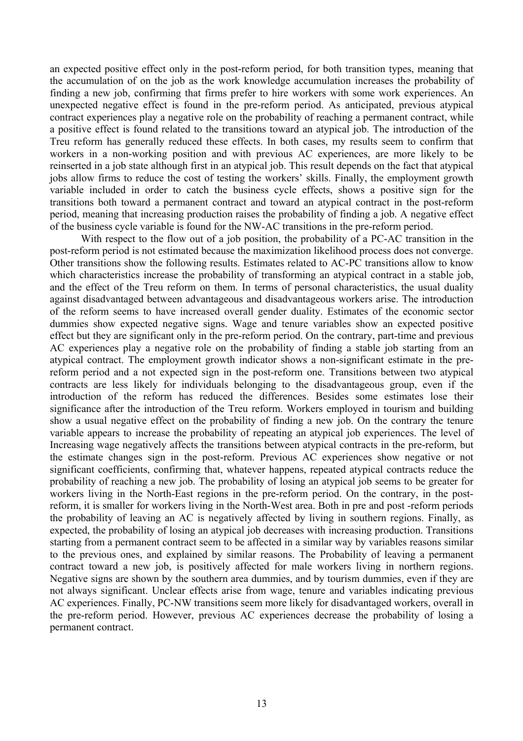an expected positive effect only in the post-reform period, for both transition types, meaning that the accumulation of on the job as the work knowledge accumulation increases the probability of finding a new job, confirming that firms prefer to hire workers with some work experiences. An unexpected negative effect is found in the pre-reform period. As anticipated, previous atypical contract experiences play a negative role on the probability of reaching a permanent contract, while a positive effect is found related to the transitions toward an atypical job. The introduction of the Treu reform has generally reduced these effects. In both cases, my results seem to confirm that workers in a non-working position and with previous AC experiences, are more likely to be reinserted in a job state although first in an atypical job. This result depends on the fact that atypical jobs allow firms to reduce the cost of testing the workers' skills. Finally, the employment growth variable included in order to catch the business cycle effects, shows a positive sign for the transitions both toward a permanent contract and toward an atypical contract in the post-reform period, meaning that increasing production raises the probability of finding a job. A negative effect of the business cycle variable is found for the NW-AC transitions in the pre-reform period.

With respect to the flow out of a job position, the probability of a PC-AC transition in the post-reform period is not estimated because the maximization likelihood process does not converge. Other transitions show the following results. Estimates related to AC-PC transitions allow to know which characteristics increase the probability of transforming an atypical contract in a stable job, and the effect of the Treu reform on them. In terms of personal characteristics, the usual duality against disadvantaged between advantageous and disadvantageous workers arise. The introduction of the reform seems to have increased overall gender duality. Estimates of the economic sector dummies show expected negative signs. Wage and tenure variables show an expected positive effect but they are significant only in the pre-reform period. On the contrary, part-time and previous AC experiences play a negative role on the probability of finding a stable job starting from an atypical contract. The employment growth indicator shows a non-significant estimate in the pre-reform period and a not expected sign in the post-reform one. Transitions between two atypical contracts are less likely for individuals belonging to the disadvantageous group, even if the introduction of the reform has reduced the differences. Besides some estimates lose their significance after the introduction of the Treu reform. Workers employed in tourism and building show a usual negative effect on the probability of finding a new job. On the contrary the tenure variable appears to increase the probability of repeating an atypical job experiences. The level of Increasing wage negatively affects the transitions between atypical contracts in the pre-reform, but the estimate changes sign in the post-reform. Previous AC experiences show negative or not significant coefficients, confirming that, whatever happens, repeated atypical contracts reduce the probability of reaching a new job. The probability of losing an atypical job seems to be greater for workers living in the North-East regions in the pre-reform period. On the contrary, in the post-reform, it is smaller for workers living in the North-West area. Both in pre and post -reform periods the probability of leaving an AC is negatively affected by living in southern regions. Finally, as expected, the probability of losing an atypical job decreases with increasing production. Transitions starting from a permanent contract seem to be affected in a similar way by variables reasons similar to the previous ones, and explained by similar reasons. The Probability of leaving a permanent contract toward a new job, is positively affected for male workers living in northern regions. Negative signs are shown by the southern area dummies, and by tourism dummies, even if they are not always significant. Unclear effects arise from wage, tenure and variables indicating previous AC experiences. Finally, PC-NW transitions seem more likely for disadvantaged workers, overall in the pre-reform period. However, previous AC experiences decrease the probability of losing a permanent contract.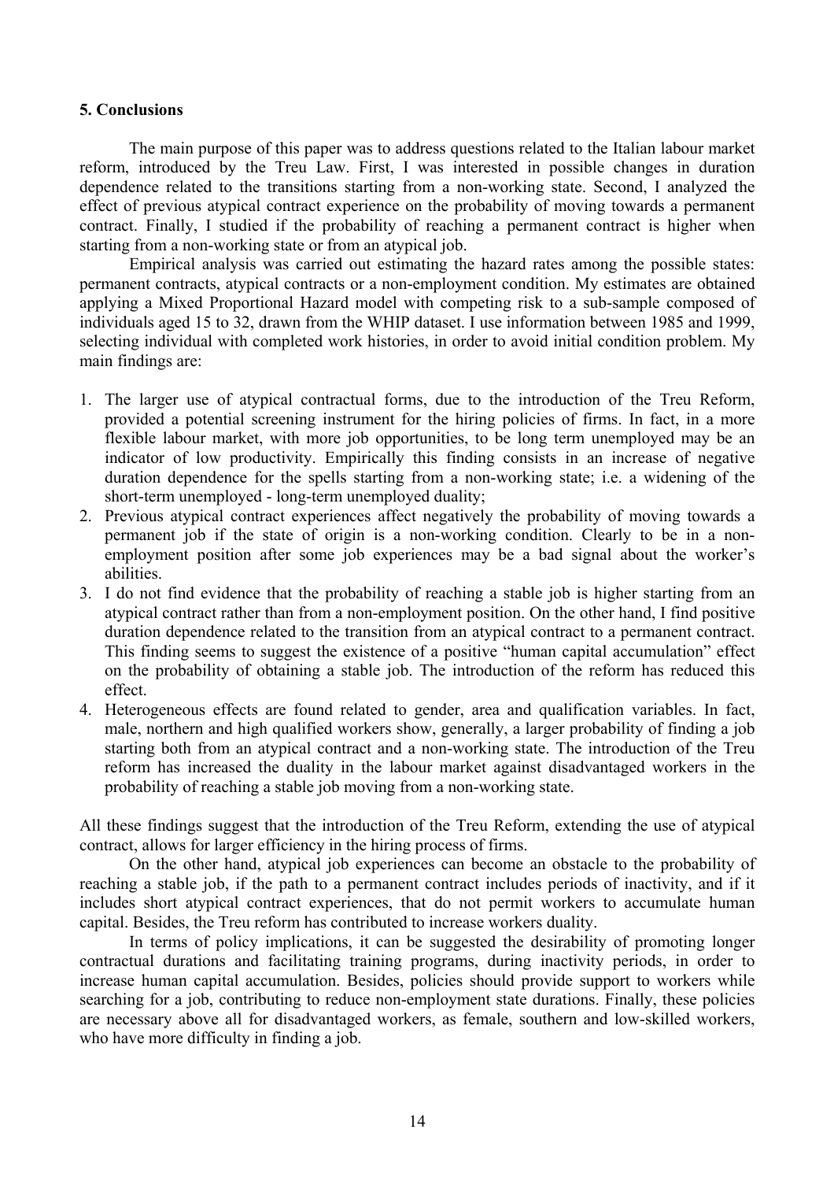## 5. Conclusions

The main purpose of this paper was to address questions related to the Italian labour market reform, introduced by the Treu Law. First, I was interested in possible changes in duration dependence related to the transitions starting from a non-working state. Second, I analyzed the effect of previous atypical contract experience on the probability of moving towards a permanent contract. Finally, I studied if the probability of reaching a permanent contract is higher when starting from a non-working state or from an atypical job.

Empirical analysis was carried out estimating the hazard rates among the possible states: permanent contracts, atypical contracts or a non-employment condition. My estimates are obtained applying a Mixed Proportional Hazard model with competing risk to a sub-sample composed of individuals aged 15 to 32, drawn from the WHIP dataset. I use information between 1985 and 1999, selecting individual with completed work histories, in order to avoid initial condition problem. My main findings are:

1. The larger use of atypical contractual forms, due to the introduction of the Treu Reform, provided a potential screening instrument for the hiring policies of firms. In fact, in a more flexible labour market, with more job opportunities, to be long term unemployed may be an indicator of low productivity. Empirically this finding consists in an increase of negative duration dependence for the spells starting from a non-working state; i.e. a widening of the short-term unemployed - long-term unemployed duality;
2. Previous atypical contract experiences affect negatively the probability of moving towards a permanent job if the state of origin is a non-working condition. Clearly to be in a non-employment position after some job experiences may be a bad signal about the worker's abilities.
3. I do not find evidence that the probability of reaching a stable job is higher starting from an atypical contract rather than from a non-employment position. On the other hand, I find positive duration dependence related to the transition from an atypical contract to a permanent contract. This finding seems to suggest the existence of a positive "human capital accumulation" effect on the probability of obtaining a stable job. The introduction of the reform has reduced this effect.
4. Heterogeneous effects are found related to gender, area and qualification variables. In fact, male, northern and high qualified workers show, generally, a larger probability of finding a job starting both from an atypical contract and a non-working state. The introduction of the Treu reform has increased the duality in the labour market against disadvantaged workers in the probability of reaching a stable job moving from a non-working state.

All these findings suggest that the introduction of the Treu Reform, extending the use of atypical contract, allows for larger efficiency in the hiring process of firms.

On the other hand, atypical job experiences can become an obstacle to the probability of reaching a stable job, if the path to a permanent contract includes periods of inactivity, and if it includes short atypical contract experiences, that do not permit workers to accumulate human capital. Besides, the Treu reform has contributed to increase workers duality.

In terms of policy implications, it can be suggested the desirability of promoting longer contractual durations and facilitating training programs, during inactivity periods, in order to increase human capital accumulation. Besides, policies should provide support to workers while searching for a job, contributing to reduce non-employment state durations. Finally, these policies are necessary above all for disadvantaged workers, as female, southern and low-skilled workers, who have more difficulty in finding a job.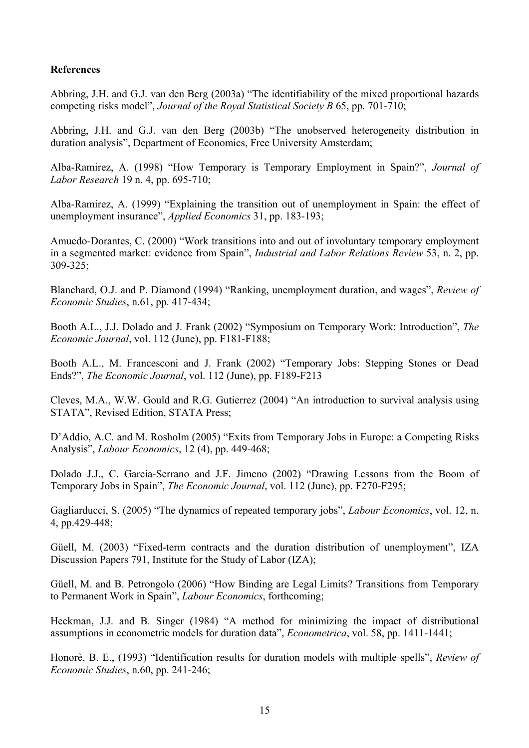**References**

Abbring, J.H. and G.J. van den Berg (2003a) "The identifiability of the mixed proportional hazards competing risks model", *Journal of the Royal Statistical Society B* 65, pp. 701-710;

Abbring, J.H. and G.J. van den Berg (2003b) "The unobserved heterogeneity distribution in duration analysis", Department of Economics, Free University Amsterdam;

Alba-Ramirez, A. (1998) "How Temporary is Temporary Employment in Spain?", *Journal of Labor Research* 19 n. 4, pp. 695-710;

Alba-Ramirez, A. (1999) "Explaining the transition out of unemployment in Spain: the effect of unemployment insurance", *Applied Economics* 31, pp. 183-193;

Amuedo-Dorantes, C. (2000) "Work transitions into and out of involuntary temporary employment in a segmented market: evidence from Spain", *Industrial and Labor Relations Review* 53, n. 2, pp. 309-325;

Blanchard, O.J. and P. Diamond (1994) "Ranking, unemployment duration, and wages", *Review of Economic Studies*, n.61, pp. 417-434;

Booth A.L., J.J. Dolado and J. Frank (2002) "Symposium on Temporary Work: Introduction", *The Economic Journal*, vol. 112 (June), pp. F181-F188;

Booth A.L., M. Francesconi and J. Frank (2002) "Temporary Jobs: Stepping Stones or Dead Ends?", *The Economic Journal*, vol. 112 (June), pp. F189-F213

Cleves, M.A., W.W. Gould and R.G. Gutierrez (2004) "An introduction to survival analysis using STATA", Revised Edition, STATA Press;

D'Addio, A.C. and M. Rosholm (2005) "Exits from Temporary Jobs in Europe: a Competing Risks Analysis", *Labour Economics*, 12 (4), pp. 449-468;

Dolado J.J., C. Garcia-Serrano and J.F. Jimeno (2002) "Drawing Lessons from the Boom of Temporary Jobs in Spain", *The Economic Journal*, vol. 112 (June), pp. F270-F295;

Gagliarducci, S. (2005) "The dynamics of repeated temporary jobs", *Labour Economics*, vol. 12, n. 4, pp.429-448;

Güell, M. (2003) "Fixed-term contracts and the duration distribution of unemployment", IZA Discussion Papers 791, Institute for the Study of Labor (IZA);

Güell, M. and B. Petrongolo (2006) "How Binding are Legal Limits? Transitions from Temporary to Permanent Work in Spain", *Labour Economics*, forthcoming;

Heckman, J.J. and B. Singer (1984) "A method for minimizing the impact of distributional assumptions in econometric models for duration data", *Econometrica*, vol. 58, pp. 1411-1441;

Honorè, B. E., (1993) "Identification results for duration models with multiple spells", *Review of Economic Studies*, n.60, pp. 241-246;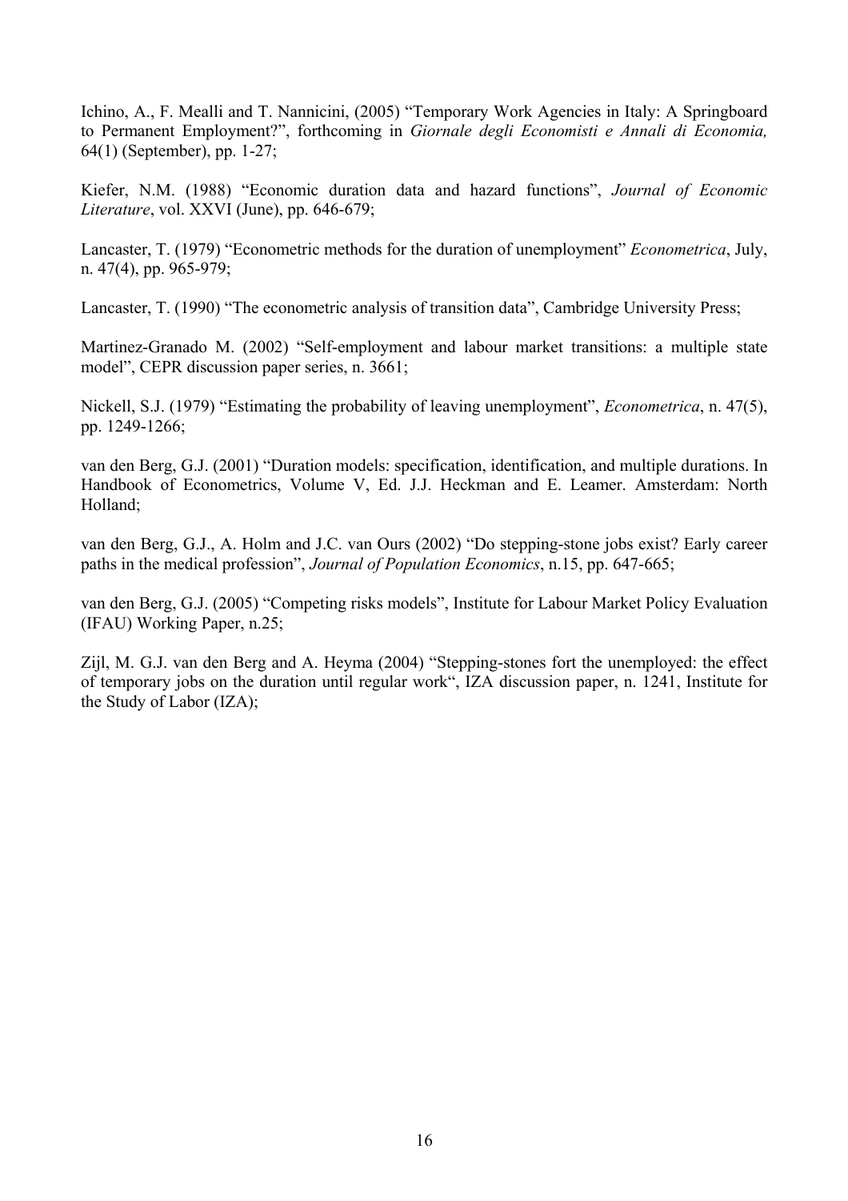Ichino, A., F. Mealli and T. Nannicini, (2005) "Temporary Work Agencies in Italy: A Springboard to Permanent Employment?", forthcoming in *Giornale degli Economisti e Annali di Economia,* 64(1) (September), pp. 1-27;

Kiefer, N.M. (1988) "Economic duration data and hazard functions", *Journal of Economic Literature*, vol. XXVI (June), pp. 646-679;

Lancaster, T. (1979) "Econometric methods for the duration of unemployment" *Econometrica*, July, n. 47(4), pp. 965-979;

Lancaster, T. (1990) "The econometric analysis of transition data", Cambridge University Press;

Martinez-Granado M. (2002) "Self-employment and labour market transitions: a multiple state model", CEPR discussion paper series, n. 3661;

Nickell, S.J. (1979) "Estimating the probability of leaving unemployment", *Econometrica*, n. 47(5), pp. 1249-1266;

van den Berg, G.J. (2001) "Duration models: specification, identification, and multiple durations. In Handbook of Econometrics, Volume V, Ed. J.J. Heckman and E. Leamer. Amsterdam: North Holland;

van den Berg, G.J., A. Holm and J.C. van Ours (2002) "Do stepping-stone jobs exist? Early career paths in the medical profession", *Journal of Population Economics*, n.15, pp. 647-665;

van den Berg, G.J. (2005) "Competing risks models", Institute for Labour Market Policy Evaluation (IFAU) Working Paper, n.25;

Zijl, M. G.J. van den Berg and A. Heyma (2004) "Stepping-stones fort the unemployed: the effect of temporary jobs on the duration until regular work", IZA discussion paper, n. 1241, Institute for the Study of Labor (IZA);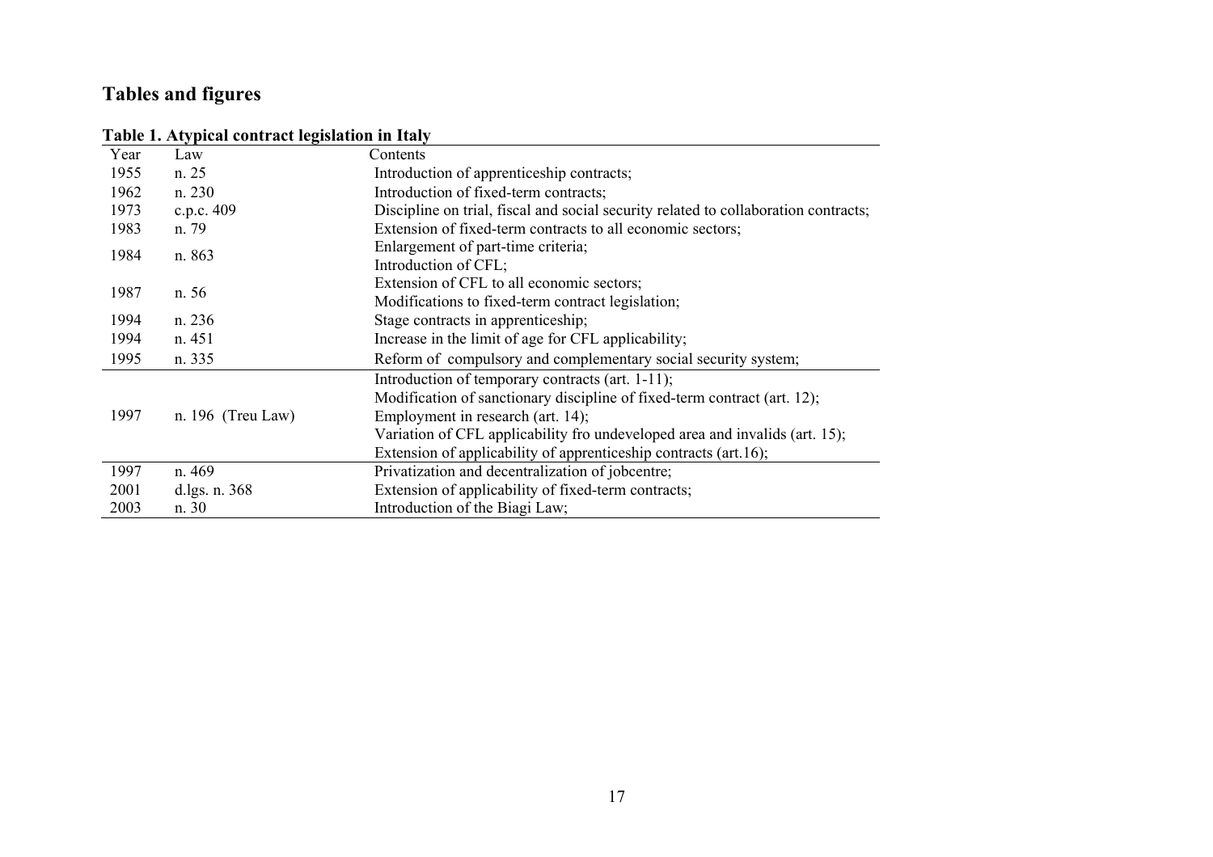## Tables and figures

**Table 1. Atypical contract legislation in Italy**

| Year | Law | Contents |
|---|---|---|
| 1955 | n. 25 | Introduction of apprenticeship contracts; |
| 1962 | n. 230 | Introduction of fixed-term contracts; |
| 1973 | c.p.c. 409 | Discipline on trial, fiscal and social security related to collaboration contracts; |
| 1983 | n. 79 | Extension of fixed-term contracts to all economic sectors; |
| 1984 | n. 863 | Enlargement of part-time criteria;<br>Introduction of CFL; |
| 1987 | n. 56 | Extension of CFL to all economic sectors;<br>Modifications to fixed-term contract legislation; |
| 1994 | n. 236 | Stage contracts in apprenticeship; |
| 1994 | n. 451 | Increase in the limit of age for CFL applicability; |
| 1995 | n. 335 | Reform of compulsory and complementary social security system; |
| 1997 | n. 196 (Treu Law) | Introduction of temporary contracts (art. 1-11);<br>Modification of sanctionary discipline of fixed-term contract (art. 12);<br>Employment in research (art. 14);<br>Variation of CFL applicability fro undeveloped area and invalids (art. 15);<br>Extension of applicability of apprenticeship contracts (art.16); |
| 1997 | n. 469 | Privatization and decentralization of jobcentre; |
| 2001 | d.lgs. n. 368 | Extension of applicability of fixed-term contracts; |
| 2003 | n. 30 | Introduction of the Biagi Law; |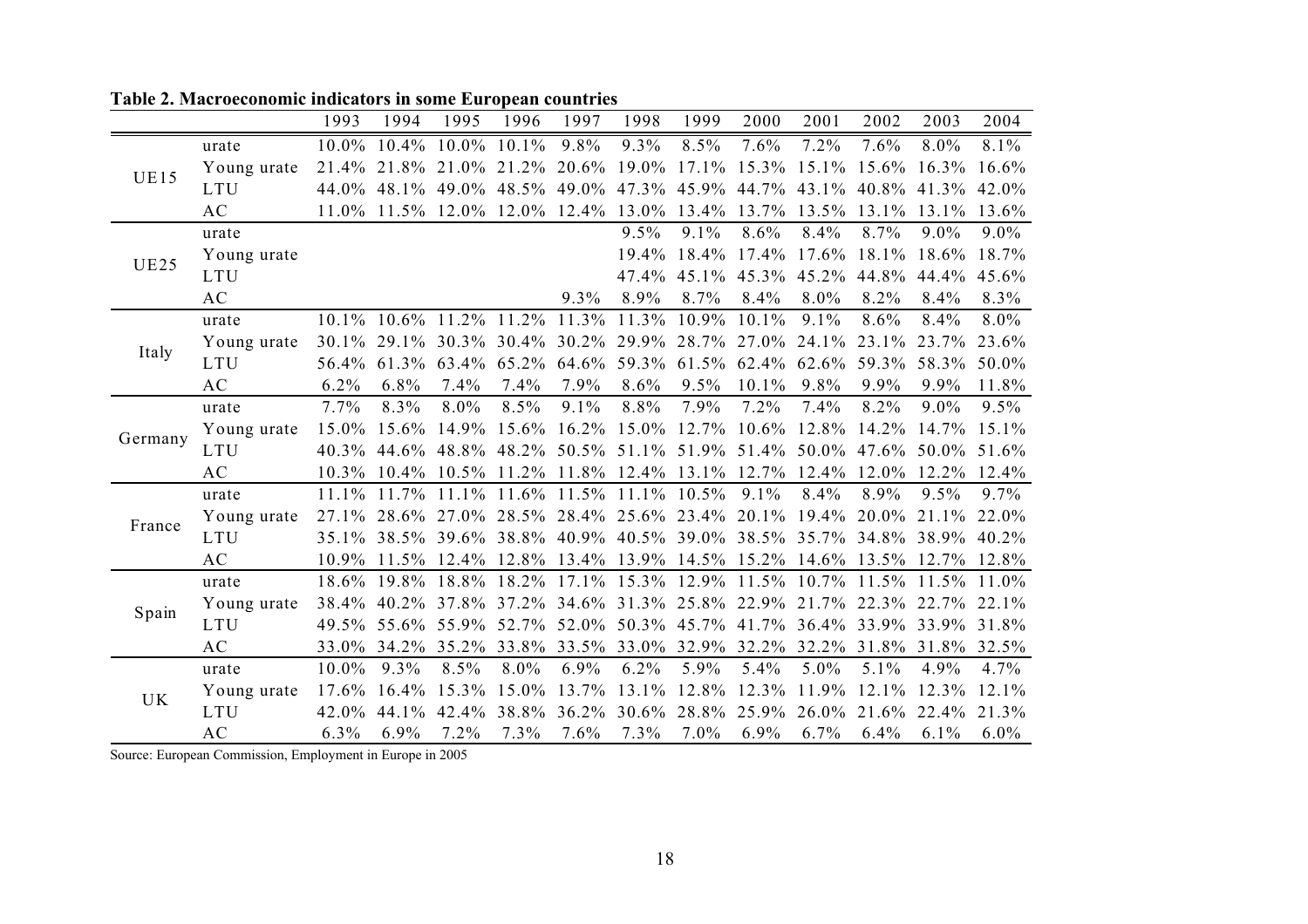**Table 2. Macroeconomic indicators in some European countries**

| | | 1993 | 1994 | 1995 | 1996 | 1997 | 1998 | 1999 | 2000 | 2001 | 2002 | 2003 | 2004 |
|---|---|---|---|---|---|---|---|---|---|---|---|---|---|
| UE15 | urate | 10.0% | 10.4% | 10.0% | 10.1% | 9.8% | 9.3% | 8.5% | 7.6% | 7.2% | 7.6% | 8.0% | 8.1% |
| | Young urate | 21.4% | 21.8% | 21.0% | 21.2% | 20.6% | 19.0% | 17.1% | 15.3% | 15.1% | 15.6% | 16.3% | 16.6% |
| | LTU | 44.0% | 48.1% | 49.0% | 48.5% | 49.0% | 47.3% | 45.9% | 44.7% | 43.1% | 40.8% | 41.3% | 42.0% |
| | AC | 11.0% | 11.5% | 12.0% | 12.0% | 12.4% | 13.0% | 13.4% | 13.7% | 13.5% | 13.1% | 13.1% | 13.6% |
| UE25 | urate | | | | | | 9.5% | 9.1% | 8.6% | 8.4% | 8.7% | 9.0% | 9.0% |
| | Young urate | | | | | | 19.4% | 18.4% | 17.4% | 17.6% | 18.1% | 18.6% | 18.7% |
| | LTU | | | | | | 47.4% | 45.1% | 45.3% | 45.2% | 44.8% | 44.4% | 45.6% |
| | AC | | | | | 9.3% | 8.9% | 8.7% | 8.4% | 8.0% | 8.2% | 8.4% | 8.3% |
| Italy | urate | 10.1% | 10.6% | 11.2% | 11.2% | 11.3% | 11.3% | 10.9% | 10.1% | 9.1% | 8.6% | 8.4% | 8.0% |
| | Young urate | 30.1% | 29.1% | 30.3% | 30.4% | 30.2% | 29.9% | 28.7% | 27.0% | 24.1% | 23.1% | 23.7% | 23.6% |
| | LTU | 56.4% | 61.3% | 63.4% | 65.2% | 64.6% | 59.3% | 61.5% | 62.4% | 62.6% | 59.3% | 58.3% | 50.0% |
| | AC | 6.2% | 6.8% | 7.4% | 7.4% | 7.9% | 8.6% | 9.5% | 10.1% | 9.8% | 9.9% | 9.9% | 11.8% |
| Germany | urate | 7.7% | 8.3% | 8.0% | 8.5% | 9.1% | 8.8% | 7.9% | 7.2% | 7.4% | 8.2% | 9.0% | 9.5% |
| | Young urate | 15.0% | 15.6% | 14.9% | 15.6% | 16.2% | 15.0% | 12.7% | 10.6% | 12.8% | 14.2% | 14.7% | 15.1% |
| | LTU | 40.3% | 44.6% | 48.8% | 48.2% | 50.5% | 51.1% | 51.9% | 51.4% | 50.0% | 47.6% | 50.0% | 51.6% |
| | AC | 10.3% | 10.4% | 10.5% | 11.2% | 11.8% | 12.4% | 13.1% | 12.7% | 12.4% | 12.0% | 12.2% | 12.4% |
| France | urate | 11.1% | 11.7% | 11.1% | 11.6% | 11.5% | 11.1% | 10.5% | 9.1% | 8.4% | 8.9% | 9.5% | 9.7% |
| | Young urate | 27.1% | 28.6% | 27.0% | 28.5% | 28.4% | 25.6% | 23.4% | 20.1% | 19.4% | 20.0% | 21.1% | 22.0% |
| | LTU | 35.1% | 38.5% | 39.6% | 38.8% | 40.9% | 40.5% | 39.0% | 38.5% | 35.7% | 34.8% | 38.9% | 40.2% |
| | AC | 10.9% | 11.5% | 12.4% | 12.8% | 13.4% | 13.9% | 14.5% | 15.2% | 14.6% | 13.5% | 12.7% | 12.8% |
| Spain | urate | 18.6% | 19.8% | 18.8% | 18.2% | 17.1% | 15.3% | 12.9% | 11.5% | 10.7% | 11.5% | 11.5% | 11.0% |
| | Young urate | 38.4% | 40.2% | 37.8% | 37.2% | 34.6% | 31.3% | 25.8% | 22.9% | 21.7% | 22.3% | 22.7% | 22.1% |
| | LTU | 49.5% | 55.6% | 55.9% | 52.7% | 52.0% | 50.3% | 45.7% | 41.7% | 36.4% | 33.9% | 33.9% | 31.8% |
| | AC | 33.0% | 34.2% | 35.2% | 33.8% | 33.5% | 33.0% | 32.9% | 32.2% | 32.2% | 31.8% | 31.8% | 32.5% |
| UK | urate | 10.0% | 9.3% | 8.5% | 8.0% | 6.9% | 6.2% | 5.9% | 5.4% | 5.0% | 5.1% | 4.9% | 4.7% |
| | Young urate | 17.6% | 16.4% | 15.3% | 15.0% | 13.7% | 13.1% | 12.8% | 12.3% | 11.9% | 12.1% | 12.3% | 12.1% |
| | LTU | 42.0% | 44.1% | 42.4% | 38.8% | 36.2% | 30.6% | 28.8% | 25.9% | 26.0% | 21.6% | 22.4% | 21.3% |
| | AC | 6.3% | 6.9% | 7.2% | 7.3% | 7.6% | 7.3% | 7.0% | 6.9% | 6.7% | 6.4% | 6.1% | 6.0% |

Source: European Commission, Employment in Europe in 2005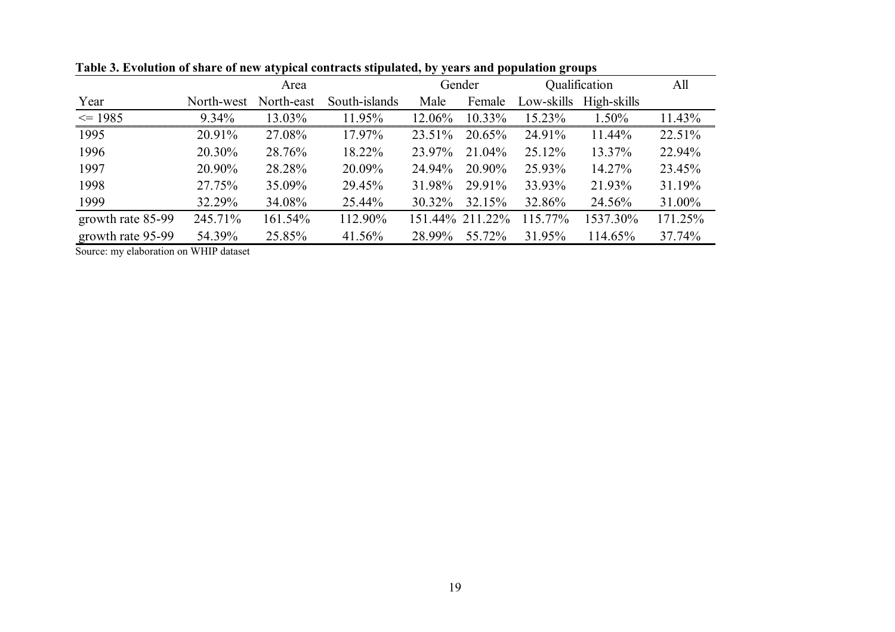**Table 3. Evolution of share of new atypical contracts stipulated, by years and population groups**

| | Area | | | Gender | | Qualification | | All |
|---|---|---|---|---|---|---|---|---|
| Year | North-west | North-east | South-islands | Male | Female | Low-skills | High-skills | |
| <= 1985 | 9.34% | 13.03% | 11.95% | 12.06% | 10.33% | 15.23% | 1.50% | 11.43% |
| 1995 | 20.91% | 27.08% | 17.97% | 23.51% | 20.65% | 24.91% | 11.44% | 22.51% |
| 1996 | 20.30% | 28.76% | 18.22% | 23.97% | 21.04% | 25.12% | 13.37% | 22.94% |
| 1997 | 20.90% | 28.28% | 20.09% | 24.94% | 20.90% | 25.93% | 14.27% | 23.45% |
| 1998 | 27.75% | 35.09% | 29.45% | 31.98% | 29.91% | 33.93% | 21.93% | 31.19% |
| 1999 | 32.29% | 34.08% | 25.44% | 30.32% | 32.15% | 32.86% | 24.56% | 31.00% |
| growth rate 85-99 | 245.71% | 161.54% | 112.90% | 151.44% | 211.22% | 115.77% | 1537.30% | 171.25% |
| growth rate 95-99 | 54.39% | 25.85% | 41.56% | 28.99% | 55.72% | 31.95% | 114.65% | 37.74% |

Source: my elaboration on WHIP dataset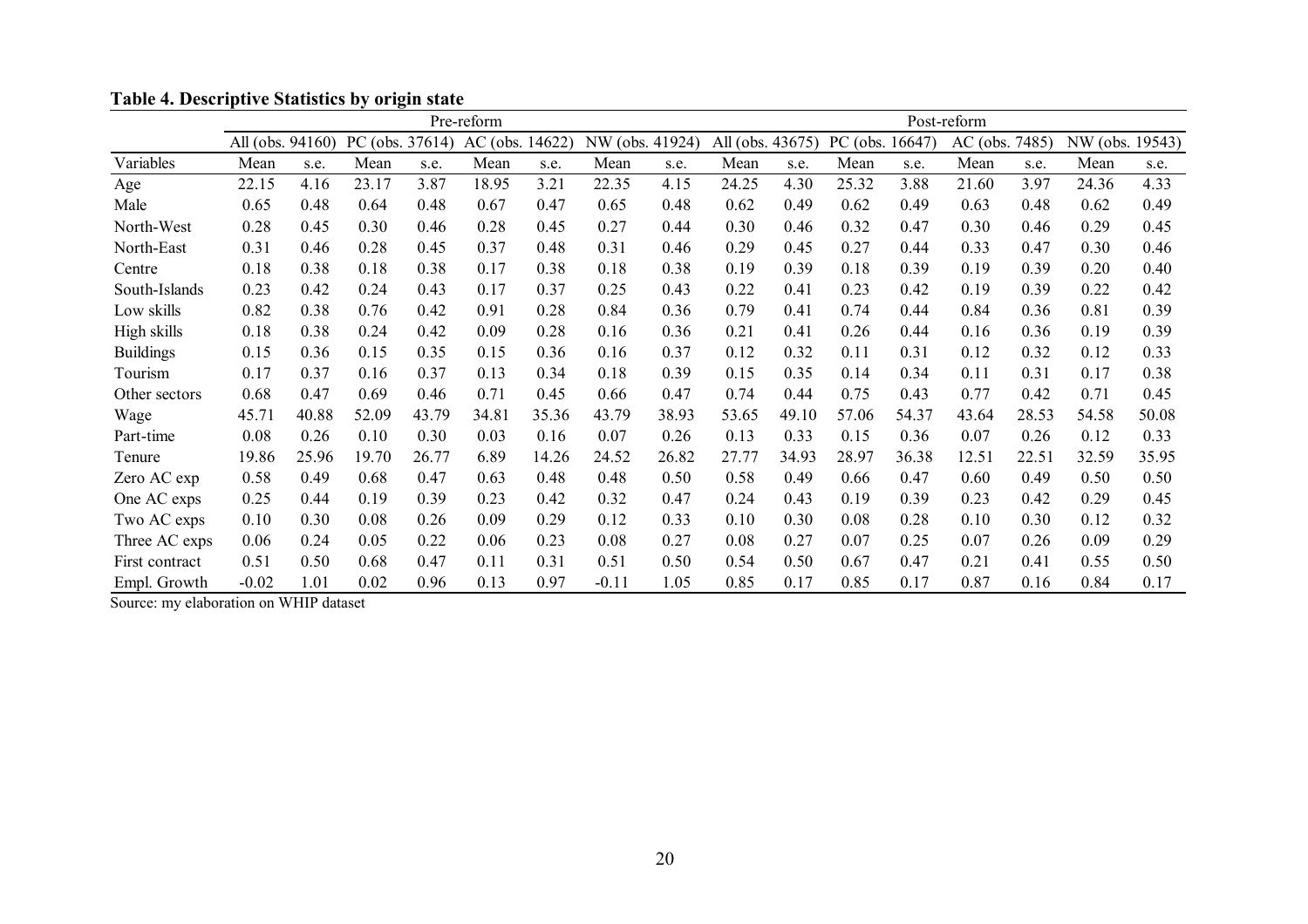**Table 4. Descriptive Statistics by origin state**

| | Pre-reform | | | | | | | | Post-reform | | | | | | | |
|---|---|---|---|---|---|---|---|---|---|---|---|---|---|---|---|---|
| | All (obs. 94160) | | PC (obs. 37614) | | AC (obs. 14622) | | NW (obs. 41924) | | All (obs. 43675) | | PC (obs. 16647) | | AC (obs. 7485) | | NW (obs. 19543) | |
| Variables | Mean | s.e. | Mean | s.e. | Mean | s.e. | Mean | s.e. | Mean | s.e. | Mean | s.e. | Mean | s.e. | Mean | s.e. |
| Age | 22.15 | 4.16 | 23.17 | 3.87 | 18.95 | 3.21 | 22.35 | 4.15 | 24.25 | 4.30 | 25.32 | 3.88 | 21.60 | 3.97 | 24.36 | 4.33 |
| Male | 0.65 | 0.48 | 0.64 | 0.48 | 0.67 | 0.47 | 0.65 | 0.48 | 0.62 | 0.49 | 0.62 | 0.49 | 0.63 | 0.48 | 0.62 | 0.49 |
| North-West | 0.28 | 0.45 | 0.30 | 0.46 | 0.28 | 0.45 | 0.27 | 0.44 | 0.30 | 0.46 | 0.32 | 0.47 | 0.30 | 0.46 | 0.29 | 0.45 |
| North-East | 0.31 | 0.46 | 0.28 | 0.45 | 0.37 | 0.48 | 0.31 | 0.46 | 0.29 | 0.45 | 0.27 | 0.44 | 0.33 | 0.47 | 0.30 | 0.46 |
| Centre | 0.18 | 0.38 | 0.18 | 0.38 | 0.17 | 0.38 | 0.18 | 0.38 | 0.19 | 0.39 | 0.18 | 0.39 | 0.19 | 0.39 | 0.20 | 0.40 |
| South-Islands | 0.23 | 0.42 | 0.24 | 0.43 | 0.17 | 0.37 | 0.25 | 0.43 | 0.22 | 0.41 | 0.23 | 0.42 | 0.19 | 0.39 | 0.22 | 0.42 |
| Low skills | 0.82 | 0.38 | 0.76 | 0.42 | 0.91 | 0.28 | 0.84 | 0.36 | 0.79 | 0.41 | 0.74 | 0.44 | 0.84 | 0.36 | 0.81 | 0.39 |
| High skills | 0.18 | 0.38 | 0.24 | 0.42 | 0.09 | 0.28 | 0.16 | 0.36 | 0.21 | 0.41 | 0.26 | 0.44 | 0.16 | 0.36 | 0.19 | 0.39 |
| Buildings | 0.15 | 0.36 | 0.15 | 0.35 | 0.15 | 0.36 | 0.16 | 0.37 | 0.12 | 0.32 | 0.11 | 0.31 | 0.12 | 0.32 | 0.12 | 0.33 |
| Tourism | 0.17 | 0.37 | 0.16 | 0.37 | 0.13 | 0.34 | 0.18 | 0.39 | 0.15 | 0.35 | 0.14 | 0.34 | 0.11 | 0.31 | 0.17 | 0.38 |
| Other sectors | 0.68 | 0.47 | 0.69 | 0.46 | 0.71 | 0.45 | 0.66 | 0.47 | 0.74 | 0.44 | 0.75 | 0.43 | 0.77 | 0.42 | 0.71 | 0.45 |
| Wage | 45.71 | 40.88 | 52.09 | 43.79 | 34.81 | 35.36 | 43.79 | 38.93 | 53.65 | 49.10 | 57.06 | 54.37 | 43.64 | 28.53 | 54.58 | 50.08 |
| Part-time | 0.08 | 0.26 | 0.10 | 0.30 | 0.03 | 0.16 | 0.07 | 0.26 | 0.13 | 0.33 | 0.15 | 0.36 | 0.07 | 0.26 | 0.12 | 0.33 |
| Tenure | 19.86 | 25.96 | 19.70 | 26.77 | 6.89 | 14.26 | 24.52 | 26.82 | 27.77 | 34.93 | 28.97 | 36.38 | 12.51 | 22.51 | 32.59 | 35.95 |
| Zero AC exp | 0.58 | 0.49 | 0.68 | 0.47 | 0.63 | 0.48 | 0.48 | 0.50 | 0.58 | 0.49 | 0.66 | 0.47 | 0.60 | 0.49 | 0.50 | 0.50 |
| One AC exps | 0.25 | 0.44 | 0.19 | 0.39 | 0.23 | 0.42 | 0.32 | 0.47 | 0.24 | 0.43 | 0.19 | 0.39 | 0.23 | 0.42 | 0.29 | 0.45 |
| Two AC exps | 0.10 | 0.30 | 0.08 | 0.26 | 0.09 | 0.29 | 0.12 | 0.33 | 0.10 | 0.30 | 0.08 | 0.28 | 0.10 | 0.30 | 0.12 | 0.32 |
| Three AC exps | 0.06 | 0.24 | 0.05 | 0.22 | 0.06 | 0.23 | 0.08 | 0.27 | 0.08 | 0.27 | 0.07 | 0.25 | 0.07 | 0.26 | 0.09 | 0.29 |
| First contract | 0.51 | 0.50 | 0.68 | 0.47 | 0.11 | 0.31 | 0.51 | 0.50 | 0.54 | 0.50 | 0.67 | 0.47 | 0.21 | 0.41 | 0.55 | 0.50 |
| Empl. Growth | -0.02 | 1.01 | 0.02 | 0.96 | 0.13 | 0.97 | -0.11 | 1.05 | 0.85 | 0.17 | 0.85 | 0.17 | 0.87 | 0.16 | 0.84 | 0.17 |

Source: my elaboration on WHIP dataset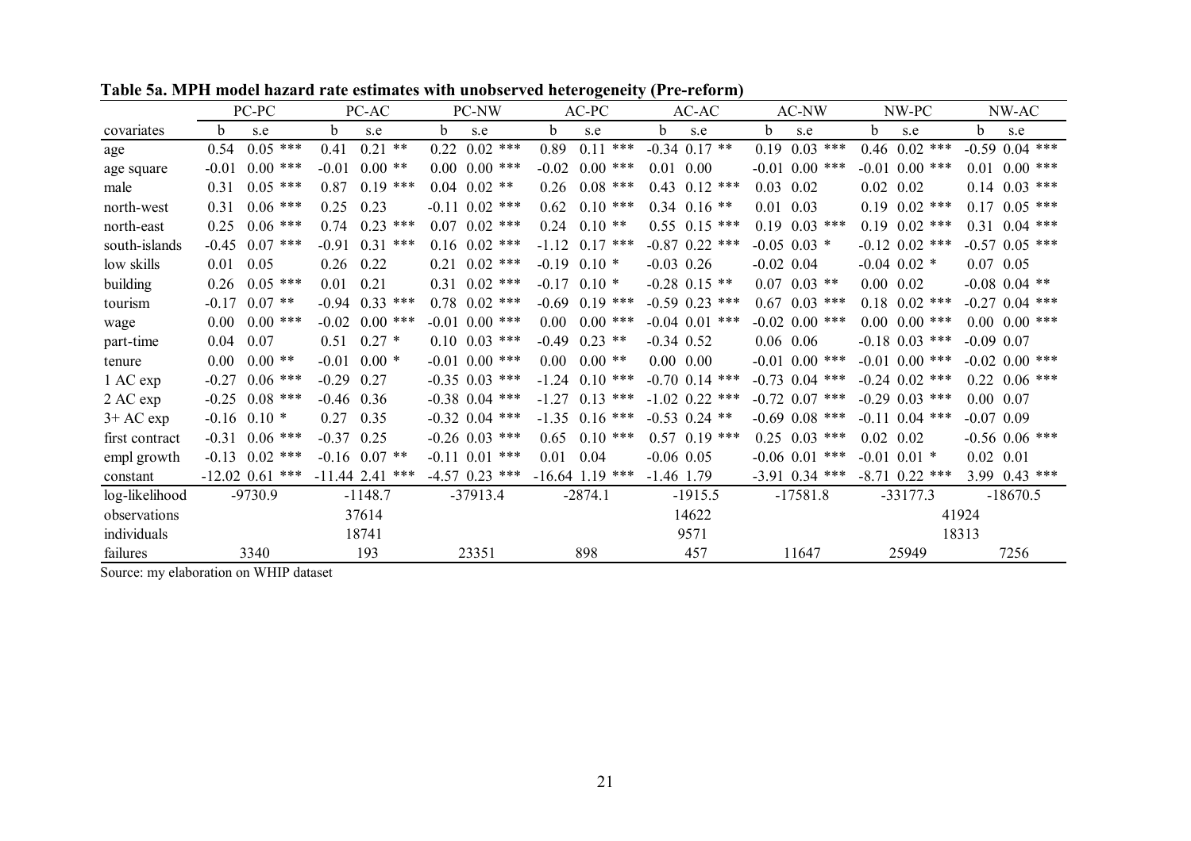**Table 5a. MPH model hazard rate estimates with unobserved heterogeneity (Pre-reform)**

| | PC-PC | | | PC-AC | | | PC-NW | | | AC-PC | | | AC-AC | | | AC-NW | | | NW-PC | | | NW-AC | | |
|---|---|---|---|---|---|---|---|---|---|---|---|---|---|---|---|---|---|---|---|---|---|---|---|---|
| covariates | b | s.e | | b | s.e | | b | s.e | | b | s.e | | b | s.e | | b | s.e | | b | s.e | | b | s.e | |
| age | 0.54 | 0.05 | *** | 0.41 | 0.21 | ** | 0.22 | 0.02 | *** | 0.89 | 0.11 | *** | -0.34 | 0.17 | ** | 0.19 | 0.03 | *** | 0.46 | 0.02 | *** | -0.59 | 0.04 | *** |
| age square | -0.01 | 0.00 | *** | -0.01 | 0.00 | ** | 0.00 | 0.00 | *** | -0.02 | 0.00 | *** | 0.01 | 0.00 | | -0.01 | 0.00 | *** | -0.01 | 0.00 | *** | 0.01 | 0.00 | *** |
| male | 0.31 | 0.05 | *** | 0.87 | 0.19 | *** | 0.04 | 0.02 | ** | 0.26 | 0.08 | *** | 0.43 | 0.12 | *** | 0.03 | 0.02 | | 0.02 | 0.02 | | 0.14 | 0.03 | *** |
| north-west | 0.31 | 0.06 | *** | 0.25 | 0.23 | | -0.11 | 0.02 | *** | 0.62 | 0.10 | *** | 0.34 | 0.16 | ** | 0.01 | 0.03 | | 0.19 | 0.02 | *** | 0.17 | 0.05 | *** |
| north-east | 0.25 | 0.06 | *** | 0.74 | 0.23 | *** | 0.07 | 0.02 | *** | 0.24 | 0.10 | ** | 0.55 | 0.15 | *** | 0.19 | 0.03 | *** | 0.19 | 0.02 | *** | 0.31 | 0.04 | *** |
| south-islands | -0.45 | 0.07 | *** | -0.91 | 0.31 | *** | 0.16 | 0.02 | *** | -1.12 | 0.17 | *** | -0.87 | 0.22 | *** | -0.05 | 0.03 | * | -0.12 | 0.02 | *** | -0.57 | 0.05 | *** |
| low skills | 0.01 | 0.05 | | 0.26 | 0.22 | | 0.21 | 0.02 | *** | -0.19 | 0.10 | * | -0.03 | 0.26 | | -0.02 | 0.04 | | -0.04 | 0.02 | * | 0.07 | 0.05 | |
| building | 0.26 | 0.05 | *** | 0.01 | 0.21 | | 0.31 | 0.02 | *** | -0.17 | 0.10 | * | -0.28 | 0.15 | ** | 0.07 | 0.03 | ** | 0.00 | 0.02 | | -0.08 | 0.04 | ** |
| tourism | -0.17 | 0.07 | ** | -0.94 | 0.33 | *** | 0.78 | 0.02 | *** | -0.69 | 0.19 | *** | -0.59 | 0.23 | *** | 0.67 | 0.03 | *** | 0.18 | 0.02 | *** | -0.27 | 0.04 | *** |
| wage | 0.00 | 0.00 | *** | -0.02 | 0.00 | *** | -0.01 | 0.00 | *** | 0.00 | 0.00 | *** | -0.04 | 0.01 | *** | -0.02 | 0.00 | *** | 0.00 | 0.00 | *** | 0.00 | 0.00 | *** |
| part-time | 0.04 | 0.07 | | 0.51 | 0.27 | * | 0.10 | 0.03 | *** | -0.49 | 0.23 | ** | -0.34 | 0.52 | | 0.06 | 0.06 | | -0.18 | 0.03 | *** | -0.09 | 0.07 | |
| tenure | 0.00 | 0.00 | ** | -0.01 | 0.00 | * | -0.01 | 0.00 | *** | 0.00 | 0.00 | ** | 0.00 | 0.00 | | -0.01 | 0.00 | *** | -0.01 | 0.00 | *** | -0.02 | 0.00 | *** |
| 1 AC exp | -0.27 | 0.06 | *** | -0.29 | 0.27 | | -0.35 | 0.03 | *** | -1.24 | 0.10 | *** | -0.70 | 0.14 | *** | -0.73 | 0.04 | *** | -0.24 | 0.02 | *** | 0.22 | 0.06 | *** |
| 2 AC exp | -0.25 | 0.08 | *** | -0.46 | 0.36 | | -0.38 | 0.04 | *** | -1.27 | 0.13 | *** | -1.02 | 0.22 | *** | -0.72 | 0.07 | *** | -0.29 | 0.03 | *** | 0.00 | 0.07 | |
| 3+ AC exp | -0.16 | 0.10 | * | 0.27 | 0.35 | | -0.32 | 0.04 | *** | -1.35 | 0.16 | *** | -0.53 | 0.24 | ** | -0.69 | 0.08 | *** | -0.11 | 0.04 | *** | -0.07 | 0.09 | |
| first contract | -0.31 | 0.06 | *** | -0.37 | 0.25 | | -0.26 | 0.03 | *** | 0.65 | 0.10 | *** | 0.57 | 0.19 | *** | 0.25 | 0.03 | *** | 0.02 | 0.02 | | -0.56 | 0.06 | *** |
| empl growth | -0.13 | 0.02 | *** | -0.16 | 0.07 | ** | -0.11 | 0.01 | *** | 0.01 | 0.04 | | -0.06 | 0.05 | | -0.06 | 0.01 | *** | -0.01 | 0.01 | * | 0.02 | 0.01 | |
| constant | -12.02 | 0.61 | *** | -11.44 | 2.41 | *** | -4.57 | 0.23 | *** | -16.64 | 1.19 | *** | -1.46 | 1.79 | | -3.91 | 0.34 | *** | -8.71 | 0.22 | *** | 3.99 | 0.43 | *** |
| log-likelihood | -9730.9 | | | -1148.7 | | | -37913.4 | | | -2874.1 | | | -1915.5 | | | -17581.8 | | | -33177.3 | | | -18670.5 | | |
| observations | | | | 37614 | | | | | | | | | 14622 | | | | | | | | | 41924 | | |
| individuals | | | | 18741 | | | | | | | | | 9571 | | | | | | | | | 18313 | | |
| failures | 3340 | | | 193 | | | 23351 | | | 898 | | | 457 | | | 11647 | | | 25949 | | | 7256 | | |

Source: my elaboration on WHIP dataset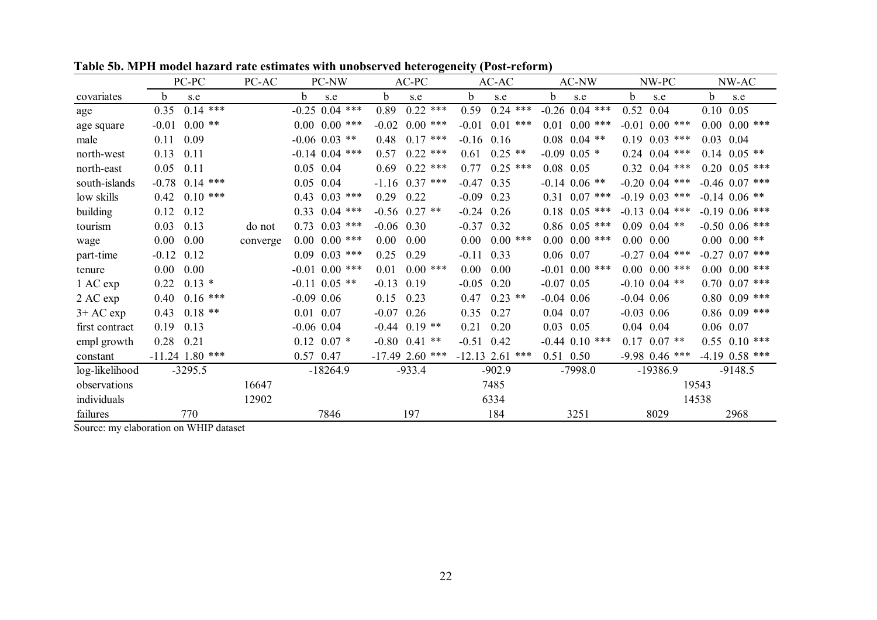**Table 5b. MPH model hazard rate estimates with unobserved heterogeneity (Post-reform)**

| | PC-PC | | | PC-AC | PC-NW | | | AC-PC | | | AC-AC | | | AC-NW | | | NW-PC | | | NW-AC | | |
|---|---|---|---|---|---|---|---|---|---|---|---|---|---|---|---|---|---|---|---|---|---|---|
| covariates | b | s.e | | | b | s.e | | b | s.e | | b | s.e | | b | s.e | | b | s.e | | b | s.e | |
| age | 0.35 | 0.14 | *** | | -0.25 | 0.04 | *** | 0.89 | 0.22 | *** | 0.59 | 0.24 | *** | -0.26 | 0.04 | *** | 0.52 | 0.04 | | 0.10 | 0.05 | |
| age square | -0.01 | 0.00 | ** | | 0.00 | 0.00 | *** | -0.02 | 0.00 | *** | -0.01 | 0.01 | *** | 0.01 | 0.00 | *** | -0.01 | 0.00 | *** | 0.00 | 0.00 | *** |
| male | 0.11 | 0.09 | | | -0.06 | 0.03 | ** | 0.48 | 0.17 | *** | -0.16 | 0.16 | | 0.08 | 0.04 | ** | 0.19 | 0.03 | *** | 0.03 | 0.04 | |
| north-west | 0.13 | 0.11 | | | -0.14 | 0.04 | *** | 0.57 | 0.22 | *** | 0.61 | 0.25 | ** | -0.09 | 0.05 | * | 0.24 | 0.04 | *** | 0.14 | 0.05 | ** |
| north-east | 0.05 | 0.11 | | | 0.05 | 0.04 | | 0.69 | 0.22 | *** | 0.77 | 0.25 | *** | 0.08 | 0.05 | | 0.32 | 0.04 | *** | 0.20 | 0.05 | *** |
| south-islands | -0.78 | 0.14 | *** | | 0.05 | 0.04 | | -1.16 | 0.37 | *** | -0.47 | 0.35 | | -0.14 | 0.06 | ** | -0.20 | 0.04 | *** | -0.46 | 0.07 | *** |
| low skills | 0.42 | 0.10 | *** | | 0.43 | 0.03 | *** | 0.29 | 0.22 | | -0.09 | 0.23 | | 0.31 | 0.07 | *** | -0.19 | 0.03 | *** | -0.14 | 0.06 | ** |
| building | 0.12 | 0.12 | | | 0.33 | 0.04 | *** | -0.56 | 0.27 | ** | -0.24 | 0.26 | | 0.18 | 0.05 | *** | -0.13 | 0.04 | *** | -0.19 | 0.06 | *** |
| tourism | 0.03 | 0.13 | | do not | 0.73 | 0.03 | *** | -0.06 | 0.30 | | -0.37 | 0.32 | | 0.86 | 0.05 | *** | 0.09 | 0.04 | ** | -0.50 | 0.06 | *** |
| wage | 0.00 | 0.00 | | converge | 0.00 | 0.00 | *** | 0.00 | 0.00 | | 0.00 | 0.00 | *** | 0.00 | 0.00 | *** | 0.00 | 0.00 | | 0.00 | 0.00 | ** |
| part-time | -0.12 | 0.12 | | | 0.09 | 0.03 | *** | 0.25 | 0.29 | | -0.11 | 0.33 | | 0.06 | 0.07 | | -0.27 | 0.04 | *** | -0.27 | 0.07 | *** |
| tenure | 0.00 | 0.00 | | | -0.01 | 0.00 | *** | 0.01 | 0.00 | *** | 0.00 | 0.00 | | -0.01 | 0.00 | *** | 0.00 | 0.00 | *** | 0.00 | 0.00 | *** |
| 1 AC exp | 0.22 | 0.13 | * | | -0.11 | 0.05 | ** | -0.13 | 0.19 | | -0.05 | 0.20 | | -0.07 | 0.05 | | -0.10 | 0.04 | ** | 0.70 | 0.07 | *** |
| 2 AC exp | 0.40 | 0.16 | *** | | -0.09 | 0.06 | | 0.15 | 0.23 | | 0.47 | 0.23 | ** | -0.04 | 0.06 | | -0.04 | 0.06 | | 0.80 | 0.09 | *** |
| 3+ AC exp | 0.43 | 0.18 | ** | | 0.01 | 0.07 | | -0.07 | 0.26 | | 0.35 | 0.27 | | 0.04 | 0.07 | | -0.03 | 0.06 | | 0.86 | 0.09 | *** |
| first contract | 0.19 | 0.13 | | | -0.06 | 0.04 | | -0.44 | 0.19 | ** | 0.21 | 0.20 | | 0.03 | 0.05 | | 0.04 | 0.04 | | 0.06 | 0.07 | |
| empl growth | 0.28 | 0.21 | | | 0.12 | 0.07 | * | -0.80 | 0.41 | ** | -0.51 | 0.42 | | -0.44 | 0.10 | *** | 0.17 | 0.07 | ** | 0.55 | 0.10 | *** |
| constant | -11.24 | 1.80 | *** | | 0.57 | 0.47 | | -17.49 | 2.60 | *** | -12.13 | 2.61 | *** | 0.51 | 0.50 | | -9.98 | 0.46 | *** | -4.19 | 0.58 | *** |
| log-likelihood | -3295.5 | | | | -18264.9 | | | -933.4 | | | -902.9 | | | -7998.0 | | | -19386.9 | | | -9148.5 | | |
| observations | | | | 16647 | | | | | | | 7485 | | | | | | | | | 19543 | | |
| individuals | | | | 12902 | | | | | | | 6334 | | | | | | | | | 14538 | | |
| failures | 770 | | | | 7846 | | | 197 | | | 184 | | | 3251 | | | 8029 | | | 2968 | | |

Source: my elaboration on WHIP dataset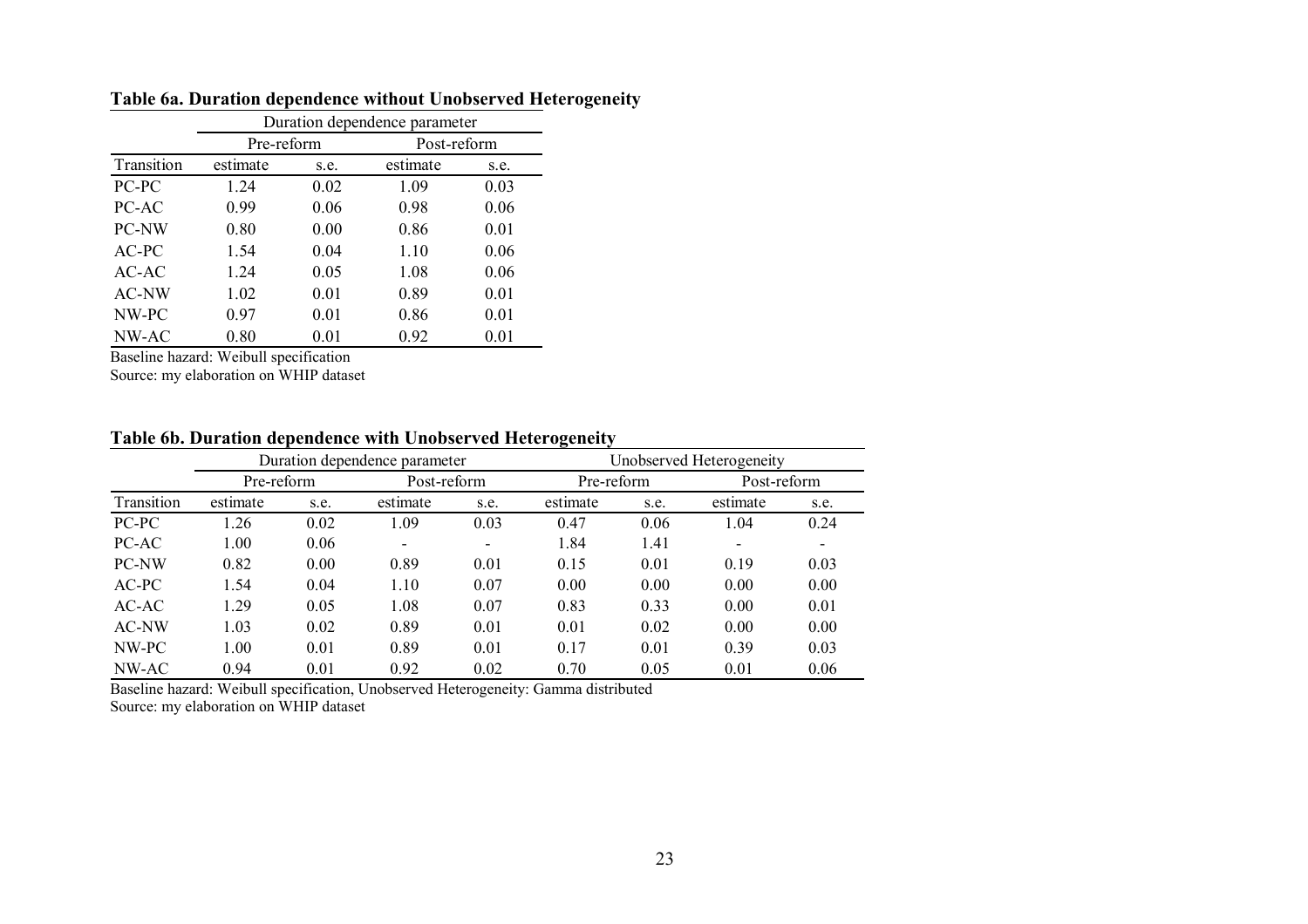**Table 6a. Duration dependence without Unobserved Heterogeneity**

| | Duration dependence parameter | | | |
|---|---|---|---|---|
| | Pre-reform | | Post-reform | |
| Transition | estimate | s.e. | estimate | s.e. |
| PC-PC | 1.24 | 0.02 | 1.09 | 0.03 |
| PC-AC | 0.99 | 0.06 | 0.98 | 0.06 |
| PC-NW | 0.80 | 0.00 | 0.86 | 0.01 |
| AC-PC | 1.54 | 0.04 | 1.10 | 0.06 |
| AC-AC | 1.24 | 0.05 | 1.08 | 0.06 |
| AC-NW | 1.02 | 0.01 | 0.89 | 0.01 |
| NW-PC | 0.97 | 0.01 | 0.86 | 0.01 |
| NW-AC | 0.80 | 0.01 | 0.92 | 0.01 |

Baseline hazard: Weibull specification

Source: my elaboration on WHIP dataset

**Table 6b. Duration dependence with Unobserved Heterogeneity**

| | Duration dependence parameter | | | | Unobserved Heterogeneity | | | |
|---|---|---|---|---|---|---|---|---|
| | Pre-reform | | Post-reform | | Pre-reform | | Post-reform | |
| Transition | estimate | s.e. | estimate | s.e. | estimate | s.e. | estimate | s.e. |
| PC-PC | 1.26 | 0.02 | 1.09 | 0.03 | 0.47 | 0.06 | 1.04 | 0.24 |
| PC-AC | 1.00 | 0.06 | - | - | 1.84 | 1.41 | - | - |
| PC-NW | 0.82 | 0.00 | 0.89 | 0.01 | 0.15 | 0.01 | 0.19 | 0.03 |
| AC-PC | 1.54 | 0.04 | 1.10 | 0.07 | 0.00 | 0.00 | 0.00 | 0.00 |
| AC-AC | 1.29 | 0.05 | 1.08 | 0.07 | 0.83 | 0.33 | 0.00 | 0.01 |
| AC-NW | 1.03 | 0.02 | 0.89 | 0.01 | 0.01 | 0.02 | 0.00 | 0.00 |
| NW-PC | 1.00 | 0.01 | 0.89 | 0.01 | 0.17 | 0.01 | 0.39 | 0.03 |
| NW-AC | 0.94 | 0.01 | 0.92 | 0.02 | 0.70 | 0.05 | 0.01 | 0.06 |

Baseline hazard: Weibull specification, Unobserved Heterogeneity: Gamma distributed

Source: my elaboration on WHIP dataset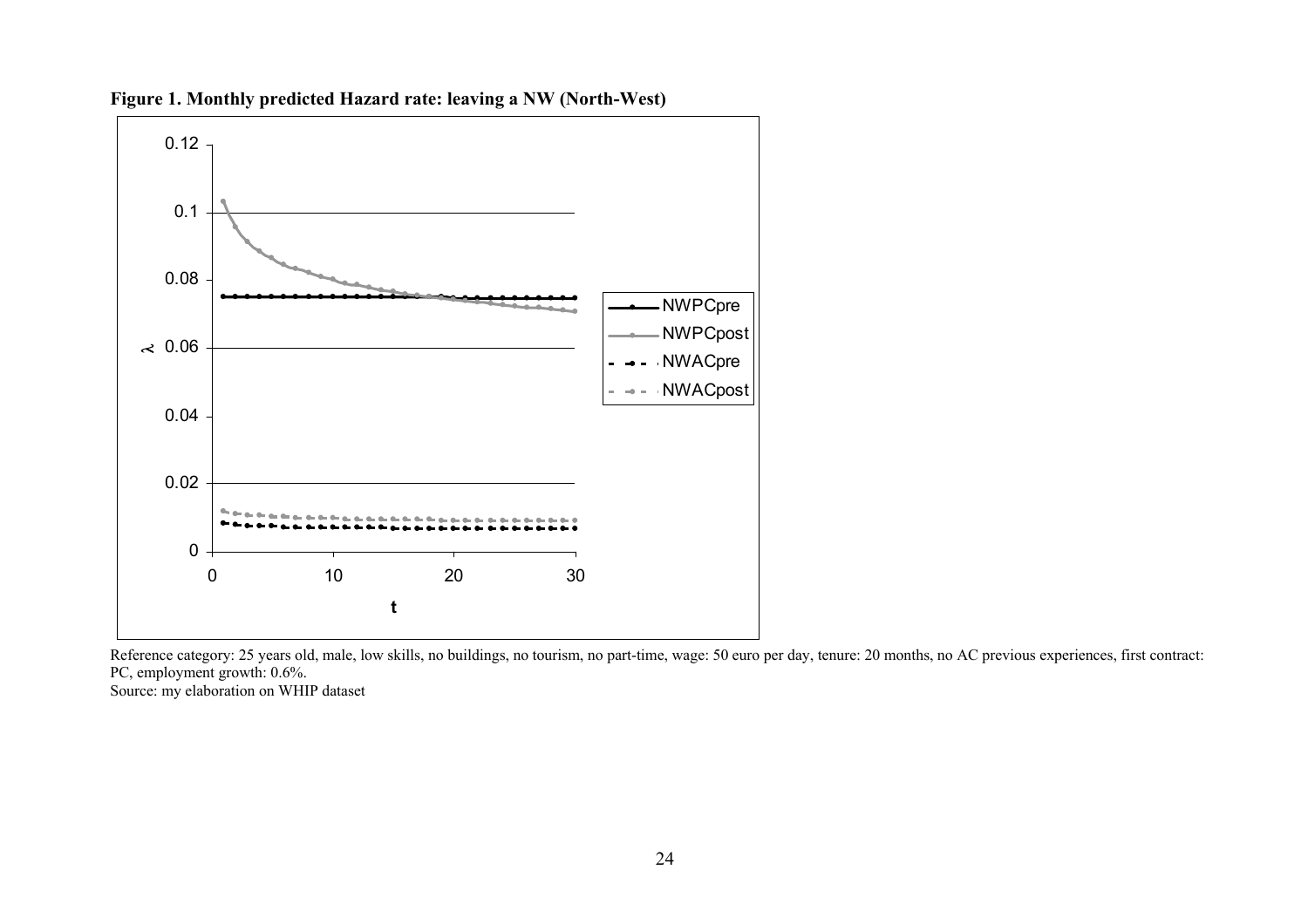**Figure 1. Monthly predicted Hazard rate: leaving a NW (North-West)**

Reference category: 25 years old, male, low skills, no buildings, no tourism, no part-time, wage: 50 euro per day, tenure: 20 months, no AC previous experiences, first contract: PC, employment growth: 0.6%.

Source: my elaboration on WHIP dataset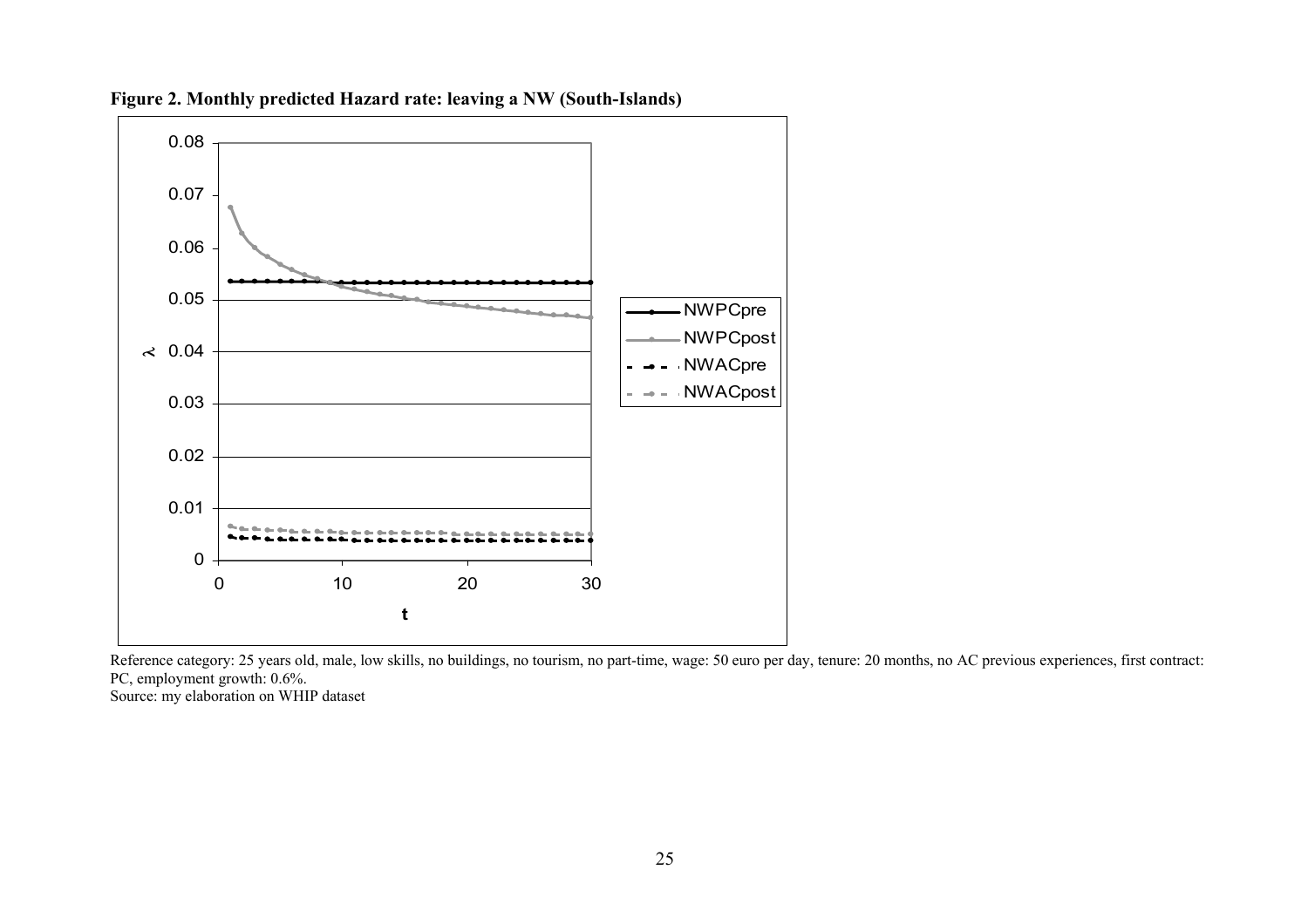**Figure 2. Monthly predicted Hazard rate: leaving a NW (South-Islands)**

Reference category: 25 years old, male, low skills, no buildings, no tourism, no part-time, wage: 50 euro per day, tenure: 20 months, no AC previous experiences, first contract: PC, employment growth: 0.6%.

Source: my elaboration on WHIP dataset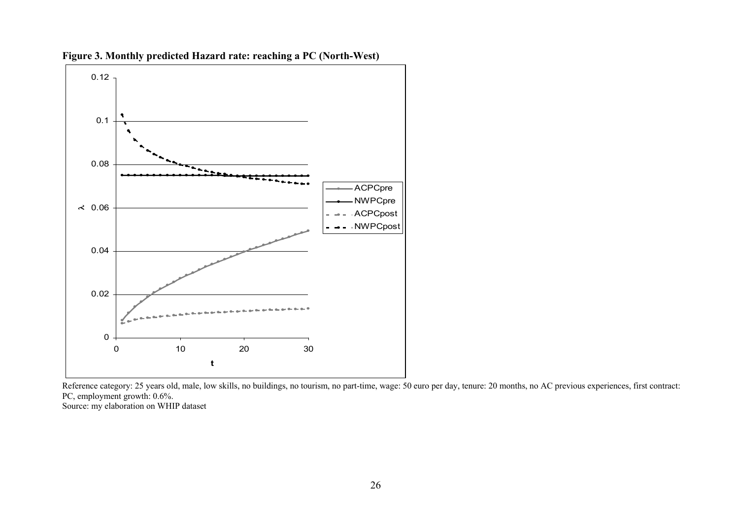**Figure 3. Monthly predicted Hazard rate: reaching a PC (North-West)**

Reference category: 25 years old, male, low skills, no buildings, no tourism, no part-time, wage: 50 euro per day, tenure: 20 months, no AC previous experiences, first contract: PC, employment growth: 0.6%.

Source: my elaboration on WHIP dataset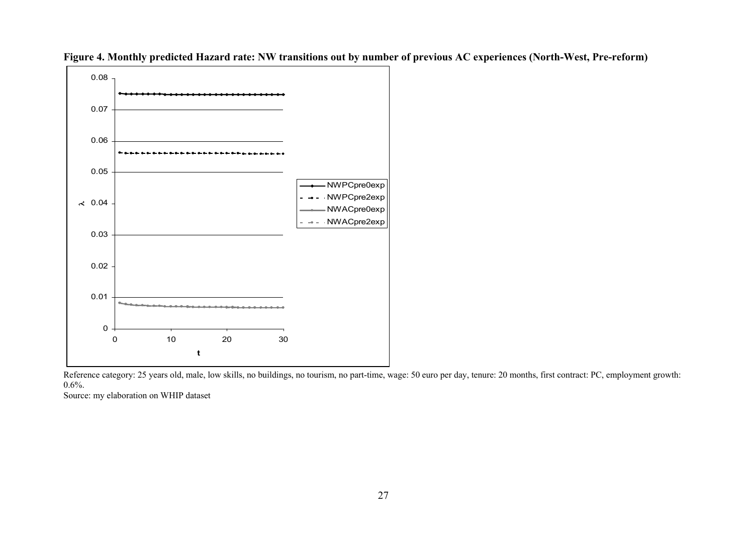**Figure 4. Monthly predicted Hazard rate: NW transitions out by number of previous AC experiences (North-West, Pre-reform)**

Reference category: 25 years old, male, low skills, no buildings, no tourism, no part-time, wage: 50 euro per day, tenure: 20 months, first contract: PC, employment growth: 0.6%.

Source: my elaboration on WHIP dataset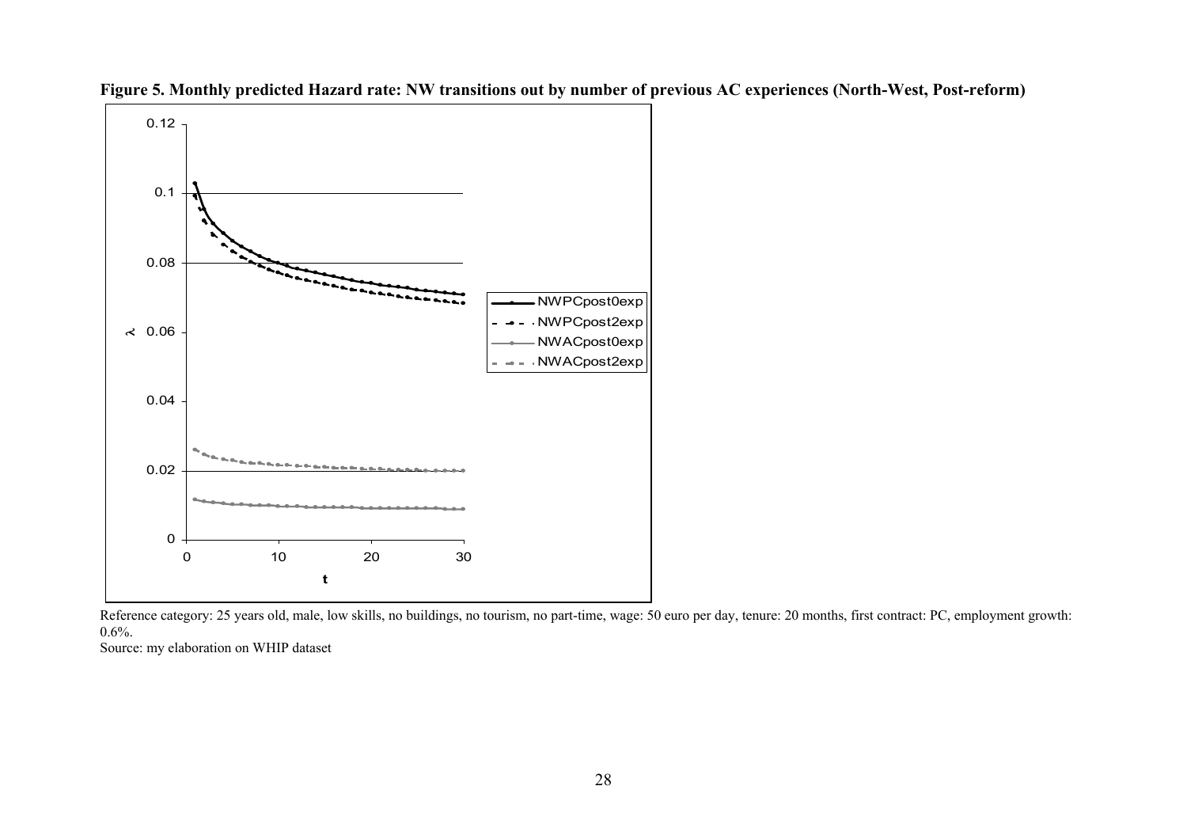**Figure 5. Monthly predicted Hazard rate: NW transitions out by number of previous AC experiences (North-West, Post-reform)**

0.12
0.1
0.08
λ 0.06
0.04
0.02
0
0 10 20 30
t

NWPCpost0exp
NWPCpost2exp
NWACpost0exp
NWACpost2exp

Reference category: 25 years old, male, low skills, no buildings, no tourism, no part-time, wage: 50 euro per day, tenure: 20 months, first contract: PC, employment growth: 0.6%.

Source: my elaboration on WHIP dataset